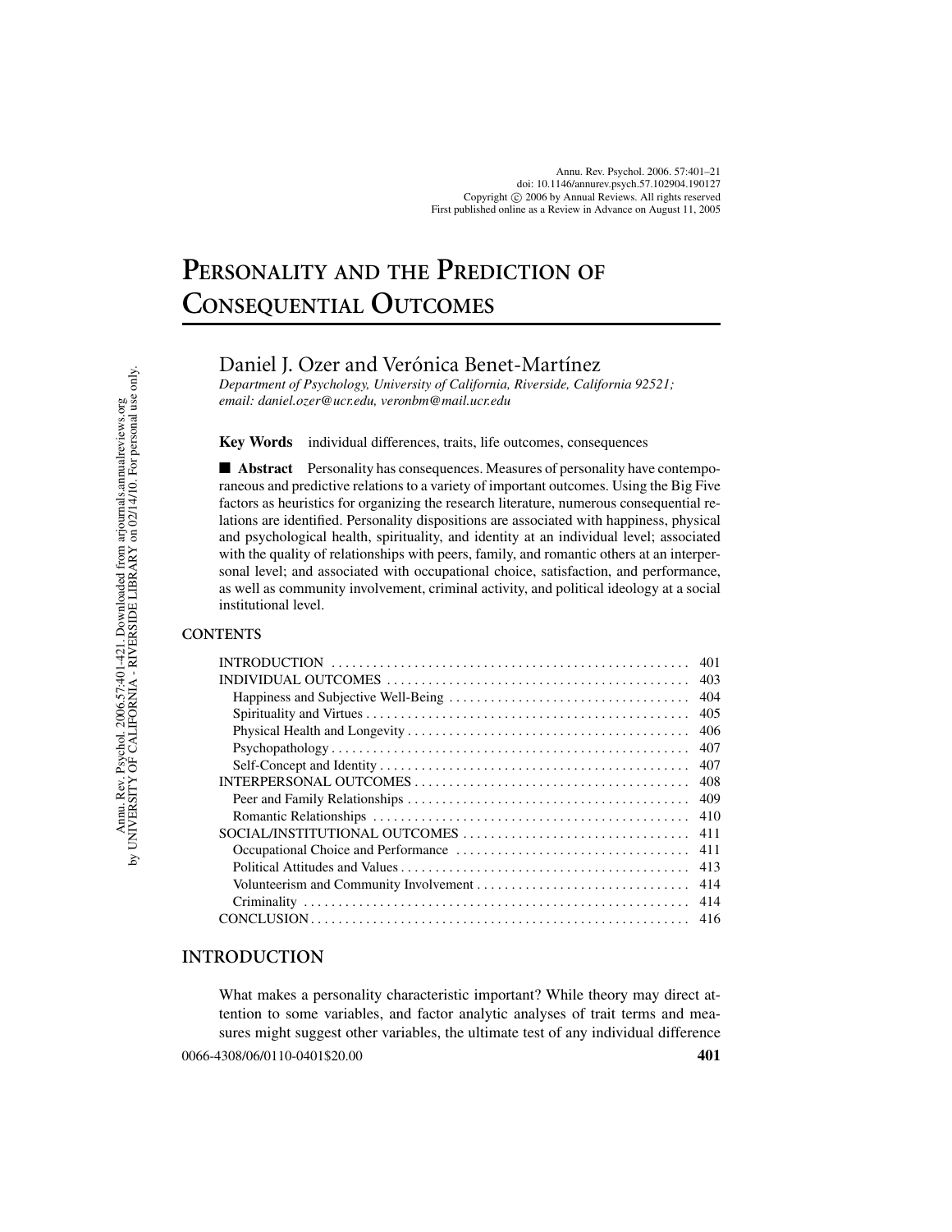# PERSONALITY AND THE PREDICTION OF CONSEQUENTIAL OUTCOMES

Daniel J. Ozer and Verónica Benet-Martínez

*Department of Psychology, University of California, Riverside, California 92521; email: daniel.ozer@ucr.edu, veronbm@mail.ucr.edu*

**Key Words** individual differences, traits, life outcomes, consequences

■ **Abstract** Personality has consequences. Measures of personality have contemporaneous and predictive relations to a variety of important outcomes. Using the Big Five factors as heuristics for organizing the research literature, numerous consequential relations are identified. Personality dispositions are associated with happiness, physical and psychological health, spirituality, and identity at an individual level; associated with the quality of relationships with peers, family, and romantic others at an interpersonal level; and associated with occupational choice, satisfaction, and performance, as well as community involvement, criminal activity, and political ideology at a social institutional level.

**CONTENTS**

| | |
|---|---|
| INTRODUCTION | 401 |
| INDIVIDUAL OUTCOMES | 403 |
| Happiness and Subjective Well-Being | 404 |
| Spirituality and Virtues | 405 |
| Physical Health and Longevity | 406 |
| Psychopathology | 407 |
| Self-Concept and Identity | 407 |
| INTERPERSONAL OUTCOMES | 408 |
| Peer and Family Relationships | 409 |
| Romantic Relationships | 410 |
| SOCIAL/INSTITUTIONAL OUTCOMES | 411 |
| Occupational Choice and Performance | 411 |
| Political Attitudes and Values | 413 |
| Volunteerism and Community Involvement | 414 |
| Criminality | 414 |
| CONCLUSION | 416 |

## INTRODUCTION

What makes a personality characteristic important? While theory may direct attention to some variables, and factor analytic analyses of trait terms and measures might suggest other variables, the ultimate test of any individual difference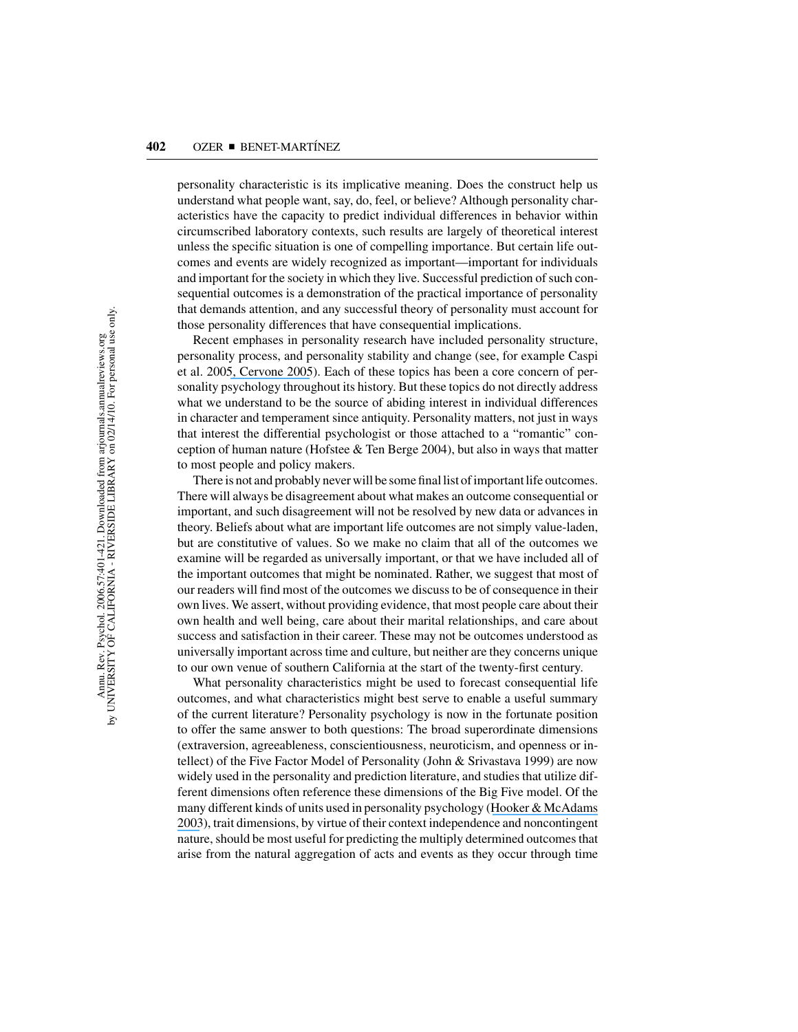personality characteristic is its implicative meaning. Does the construct help us understand what people want, say, do, feel, or believe? Although personality characteristics have the capacity to predict individual differences in behavior within circumscribed laboratory contexts, such results are largely of theoretical interest unless the specific situation is one of compelling importance. But certain life outcomes and events are widely recognized as important—important for individuals and important for the society in which they live. Successful prediction of such consequential outcomes is a demonstration of the practical importance of personality that demands attention, and any successful theory of personality must account for those personality differences that have consequential implications.

Recent emphases in personality research have included personality structure, personality process, and personality stability and change (see, for example Caspi et al. 2005, Cervone 2005). Each of these topics has been a core concern of personality psychology throughout its history. But these topics do not directly address what we understand to be the source of abiding interest in individual differences in character and temperament since antiquity. Personality matters, not just in ways that interest the differential psychologist or those attached to a "romantic" conception of human nature (Hofstee & Ten Berge 2004), but also in ways that matter to most people and policy makers.

There is not and probably never will be some final list of important life outcomes. There will always be disagreement about what makes an outcome consequential or important, and such disagreement will not be resolved by new data or advances in theory. Beliefs about what are important life outcomes are not simply value-laden, but are constitutive of values. So we make no claim that all of the outcomes we examine will be regarded as universally important, or that we have included all of the important outcomes that might be nominated. Rather, we suggest that most of our readers will find most of the outcomes we discuss to be of consequence in their own lives. We assert, without providing evidence, that most people care about their own health and well being, care about their marital relationships, and care about success and satisfaction in their career. These may not be outcomes understood as universally important across time and culture, but neither are they concerns unique to our own venue of southern California at the start of the twenty-first century.

What personality characteristics might be used to forecast consequential life outcomes, and what characteristics might best serve to enable a useful summary of the current literature? Personality psychology is now in the fortunate position to offer the same answer to both questions: The broad superordinate dimensions (extraversion, agreeableness, conscientiousness, neuroticism, and openness or intellect) of the Five Factor Model of Personality (John & Srivastava 1999) are now widely used in the personality and prediction literature, and studies that utilize different dimensions often reference these dimensions of the Big Five model. Of the many different kinds of units used in personality psychology (Hooker & McAdams 2003), trait dimensions, by virtue of their context independence and noncontingent nature, should be most useful for predicting the multiply determined outcomes that arise from the natural aggregation of acts and events as they occur through time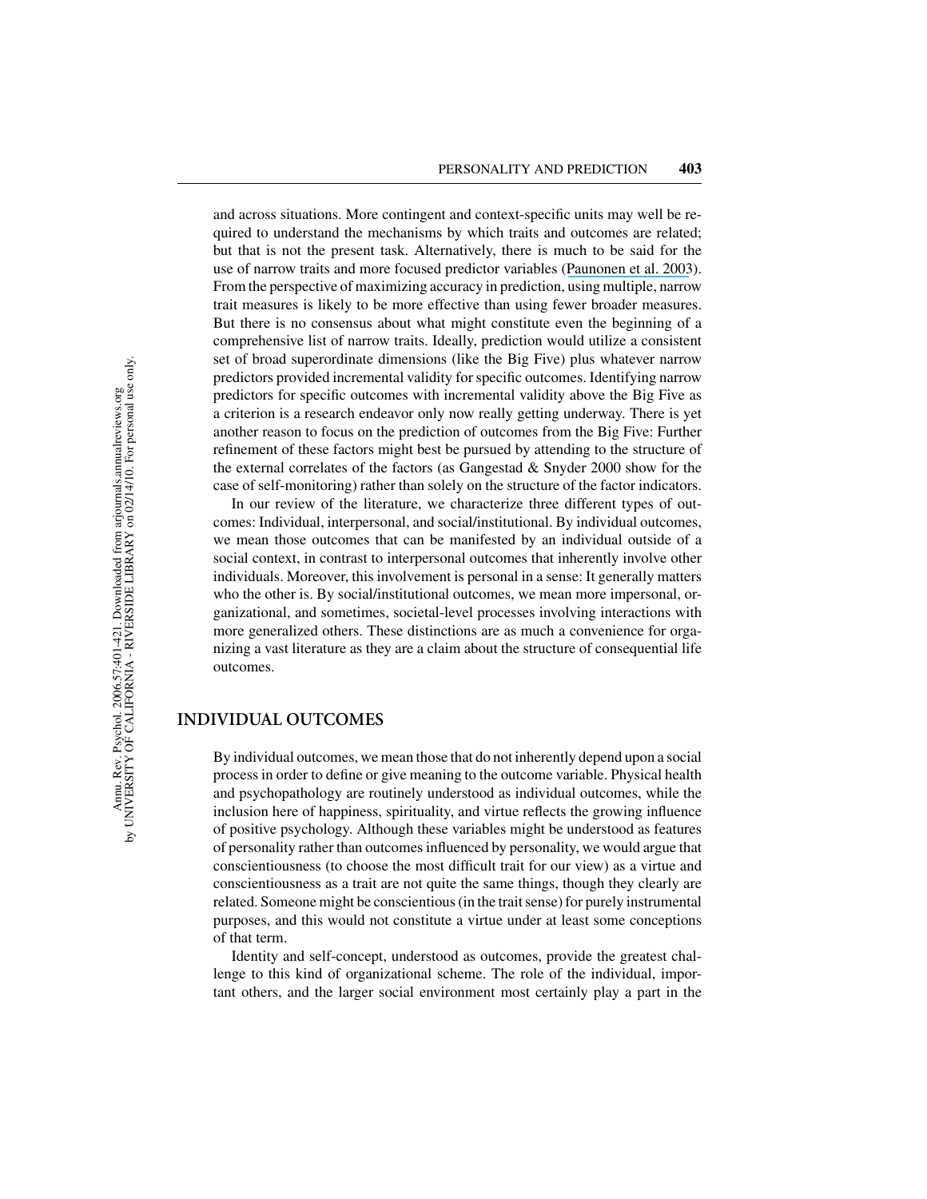and across situations. More contingent and context-specific units may well be required to understand the mechanisms by which traits and outcomes are related; but that is not the present task. Alternatively, there is much to be said for the use of narrow traits and more focused predictor variables (Paunonen et al. 2003). From the perspective of maximizing accuracy in prediction, using multiple, narrow trait measures is likely to be more effective than using fewer broader measures. But there is no consensus about what might constitute even the beginning of a comprehensive list of narrow traits. Ideally, prediction would utilize a consistent set of broad superordinate dimensions (like the Big Five) plus whatever narrow predictors provided incremental validity for specific outcomes. Identifying narrow predictors for specific outcomes with incremental validity above the Big Five as a criterion is a research endeavor only now really getting underway. There is yet another reason to focus on the prediction of outcomes from the Big Five: Further refinement of these factors might best be pursued by attending to the structure of the external correlates of the factors (as Gangestad & Snyder 2000 show for the case of self-monitoring) rather than solely on the structure of the factor indicators.

In our review of the literature, we characterize three different types of outcomes: Individual, interpersonal, and social/institutional. By individual outcomes, we mean those outcomes that can be manifested by an individual outside of a social context, in contrast to interpersonal outcomes that inherently involve other individuals. Moreover, this involvement is personal in a sense: It generally matters who the other is. By social/institutional outcomes, we mean more impersonal, organizational, and sometimes, societal-level processes involving interactions with more generalized others. These distinctions are as much a convenience for organizing a vast literature as they are a claim about the structure of consequential life outcomes.

## INDIVIDUAL OUTCOMES

By individual outcomes, we mean those that do not inherently depend upon a social process in order to define or give meaning to the outcome variable. Physical health and psychopathology are routinely understood as individual outcomes, while the inclusion here of happiness, spirituality, and virtue reflects the growing influence of positive psychology. Although these variables might be understood as features of personality rather than outcomes influenced by personality, we would argue that conscientiousness (to choose the most difficult trait for our view) as a virtue and conscientiousness as a trait are not quite the same things, though they clearly are related. Someone might be conscientious (in the trait sense) for purely instrumental purposes, and this would not constitute a virtue under at least some conceptions of that term.

Identity and self-concept, understood as outcomes, provide the greatest challenge to this kind of organizational scheme. The role of the individual, important others, and the larger social environment most certainly play a part in the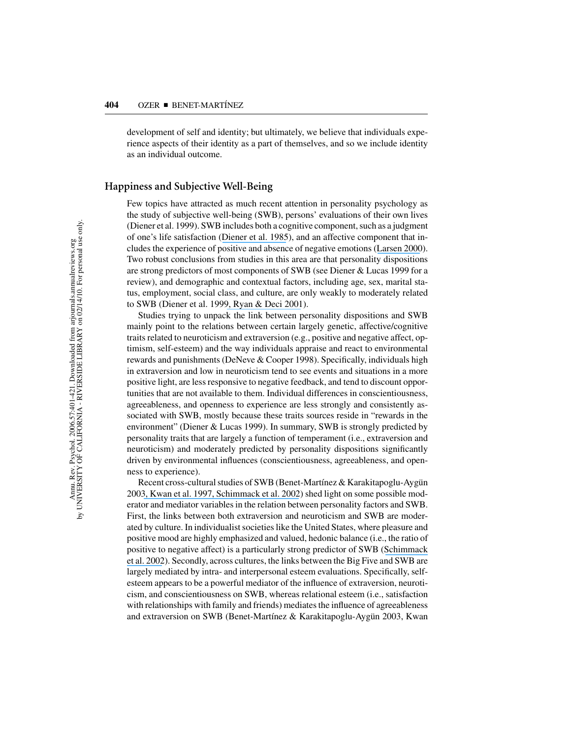development of self and identity; but ultimately, we believe that individuals experience aspects of their identity as a part of themselves, and so we include identity as an individual outcome.

## Happiness and Subjective Well-Being

Few topics have attracted as much recent attention in personality psychology as the study of subjective well-being (SWB), persons' evaluations of their own lives (Diener et al. 1999). SWB includes both a cognitive component, such as a judgment of one's life satisfaction (Diener et al. 1985), and an affective component that includes the experience of positive and absence of negative emotions (Larsen 2000). Two robust conclusions from studies in this area are that personality dispositions are strong predictors of most components of SWB (see Diener & Lucas 1999 for a review), and demographic and contextual factors, including age, sex, marital status, employment, social class, and culture, are only weakly to moderately related to SWB (Diener et al. 1999, Ryan & Deci 2001).

Studies trying to unpack the link between personality dispositions and SWB mainly point to the relations between certain largely genetic, affective/cognitive traits related to neuroticism and extraversion (e.g., positive and negative affect, optimism, self-esteem) and the way individuals appraise and react to environmental rewards and punishments (DeNeve & Cooper 1998). Specifically, individuals high in extraversion and low in neuroticism tend to see events and situations in a more positive light, are less responsive to negative feedback, and tend to discount opportunities that are not available to them. Individual differences in conscientiousness, agreeableness, and openness to experience are less strongly and consistently associated with SWB, mostly because these traits sources reside in "rewards in the environment" (Diener & Lucas 1999). In summary, SWB is strongly predicted by personality traits that are largely a function of temperament (i.e., extraversion and neuroticism) and moderately predicted by personality dispositions significantly driven by environmental influences (conscientiousness, agreeableness, and openness to experience).

Recent cross-cultural studies of SWB (Benet-Martínez & Karakitapoglu-Aygün 2003, Kwan et al. 1997, Schimmack et al. 2002) shed light on some possible moderator and mediator variables in the relation between personality factors and SWB. First, the links between both extraversion and neuroticism and SWB are moderated by culture. In individualist societies like the United States, where pleasure and positive mood are highly emphasized and valued, hedonic balance (i.e., the ratio of positive to negative affect) is a particularly strong predictor of SWB (Schimmack et al. 2002). Secondly, across cultures, the links between the Big Five and SWB are largely mediated by intra- and interpersonal esteem evaluations. Specifically, self-esteem appears to be a powerful mediator of the influence of extraversion, neuroticism, and conscientiousness on SWB, whereas relational esteem (i.e., satisfaction with relationships with family and friends) mediates the influence of agreeableness and extraversion on SWB (Benet-Martínez & Karakitapoglu-Aygün 2003, Kwan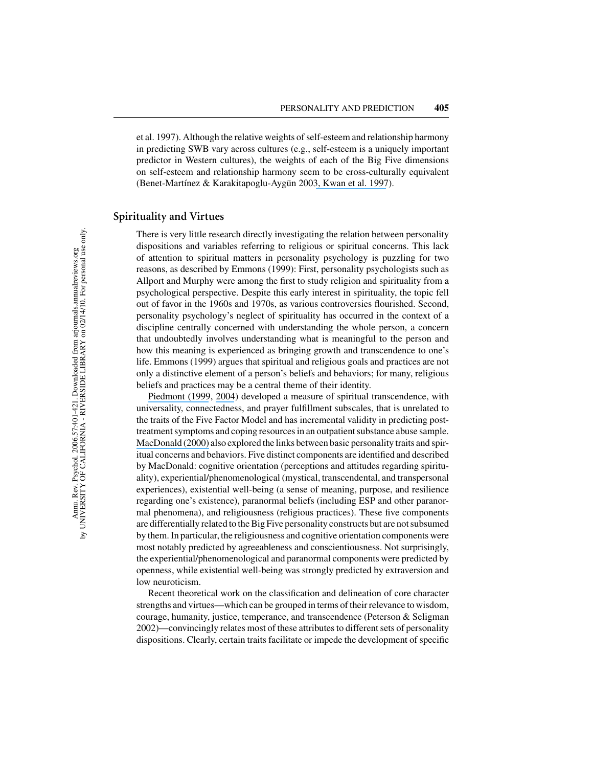et al. 1997). Although the relative weights of self-esteem and relationship harmony in predicting SWB vary across cultures (e.g., self-esteem is a uniquely important predictor in Western cultures), the weights of each of the Big Five dimensions on self-esteem and relationship harmony seem to be cross-culturally equivalent (Benet-Martínez & Karakitapoglu-Aygün 2003, Kwan et al. 1997).

## Spirituality and Virtues

There is very little research directly investigating the relation between personality dispositions and variables referring to religious or spiritual concerns. This lack of attention to spiritual matters in personality psychology is puzzling for two reasons, as described by Emmons (1999): First, personality psychologists such as Allport and Murphy were among the first to study religion and spirituality from a psychological perspective. Despite this early interest in spirituality, the topic fell out of favor in the 1960s and 1970s, as various controversies flourished. Second, personality psychology's neglect of spirituality has occurred in the context of a discipline centrally concerned with understanding the whole person, a concern that undoubtedly involves understanding what is meaningful to the person and how this meaning is experienced as bringing growth and transcendence to one's life. Emmons (1999) argues that spiritual and religious goals and practices are not only a distinctive element of a person's beliefs and behaviors; for many, religious beliefs and practices may be a central theme of their identity.

Piedmont (1999, 2004) developed a measure of spiritual transcendence, with universality, connectedness, and prayer fulfillment subscales, that is unrelated to the traits of the Five Factor Model and has incremental validity in predicting post-treatment symptoms and coping resources in an outpatient substance abuse sample. MacDonald (2000) also explored the links between basic personality traits and spiritual concerns and behaviors. Five distinct components are identified and described by MacDonald: cognitive orientation (perceptions and attitudes regarding spirituality), experiential/phenomenological (mystical, transcendental, and transpersonal experiences), existential well-being (a sense of meaning, purpose, and resilience regarding one's existence), paranormal beliefs (including ESP and other paranormal phenomena), and religiousness (religious practices). These five components are differentially related to the Big Five personality constructs but are not subsumed by them. In particular, the religiousness and cognitive orientation components were most notably predicted by agreeableness and conscientiousness. Not surprisingly, the experiential/phenomenological and paranormal components were predicted by openness, while existential well-being was strongly predicted by extraversion and low neuroticism.

Recent theoretical work on the classification and delineation of core character strengths and virtues—which can be grouped in terms of their relevance to wisdom, courage, humanity, justice, temperance, and transcendence (Peterson & Seligman 2002)—convincingly relates most of these attributes to different sets of personality dispositions. Clearly, certain traits facilitate or impede the development of specific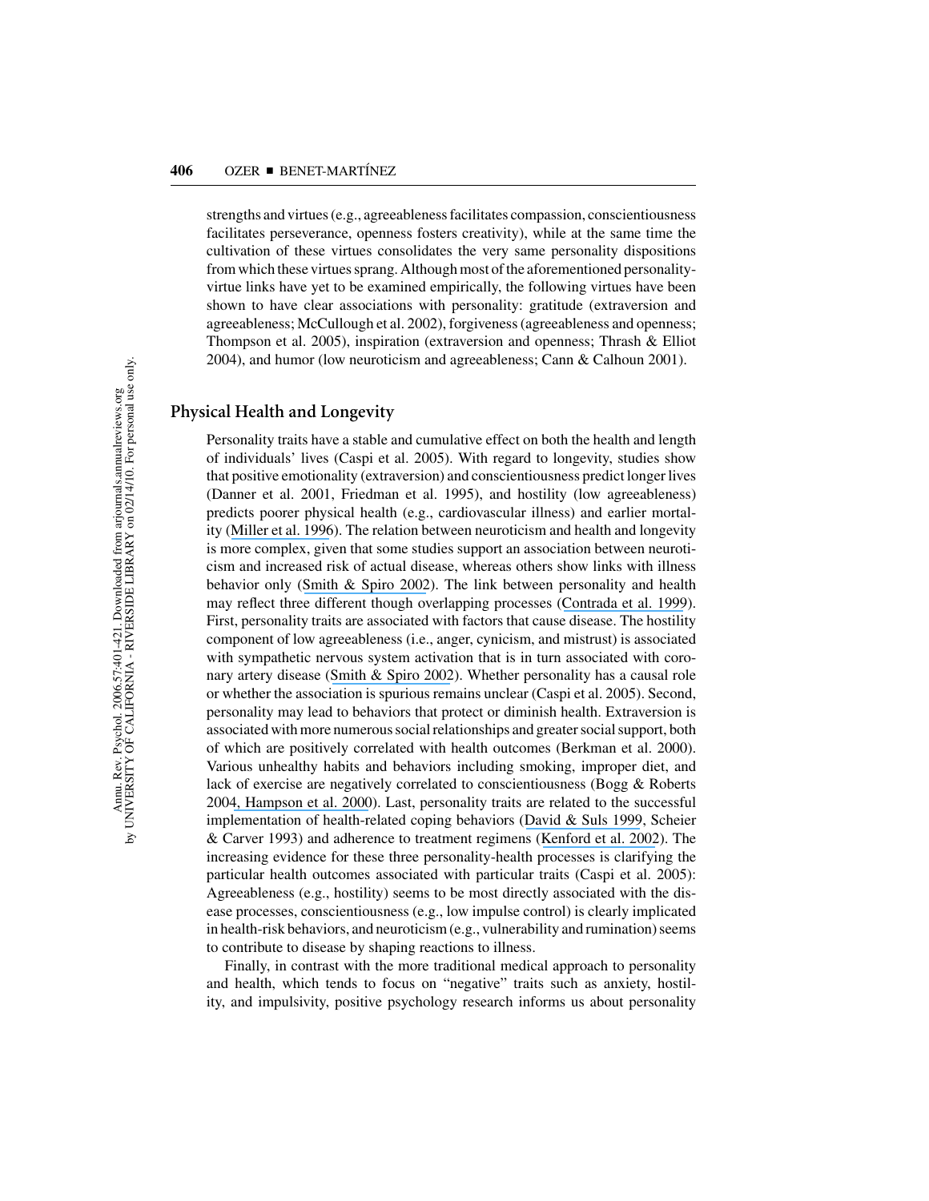strengths and virtues (e.g., agreeableness facilitates compassion, conscientiousness facilitates perseverance, openness fosters creativity), while at the same time the cultivation of these virtues consolidates the very same personality dispositions from which these virtues sprang. Although most of the aforementioned personality-virtue links have yet to be examined empirically, the following virtues have been shown to have clear associations with personality: gratitude (extraversion and agreeableness; McCullough et al. 2002), forgiveness (agreeableness and openness; Thompson et al. 2005), inspiration (extraversion and openness; Thrash & Elliot 2004), and humor (low neuroticism and agreeableness; Cann & Calhoun 2001).

## Physical Health and Longevity

Personality traits have a stable and cumulative effect on both the health and length of individuals' lives (Caspi et al. 2005). With regard to longevity, studies show that positive emotionality (extraversion) and conscientiousness predict longer lives (Danner et al. 2001, Friedman et al. 1995), and hostility (low agreeableness) predicts poorer physical health (e.g., cardiovascular illness) and earlier mortality (Miller et al. 1996). The relation between neuroticism and health and longevity is more complex, given that some studies support an association between neuroticism and increased risk of actual disease, whereas others show links with illness behavior only (Smith & Spiro 2002). The link between personality and health may reflect three different though overlapping processes (Contrada et al. 1999). First, personality traits are associated with factors that cause disease. The hostility component of low agreeableness (i.e., anger, cynicism, and mistrust) is associated with sympathetic nervous system activation that is in turn associated with coronary artery disease (Smith & Spiro 2002). Whether personality has a causal role or whether the association is spurious remains unclear (Caspi et al. 2005). Second, personality may lead to behaviors that protect or diminish health. Extraversion is associated with more numerous social relationships and greater social support, both of which are positively correlated with health outcomes (Berkman et al. 2000). Various unhealthy habits and behaviors including smoking, improper diet, and lack of exercise are negatively correlated to conscientiousness (Bogg & Roberts 2004, Hampson et al. 2000). Last, personality traits are related to the successful implementation of health-related coping behaviors (David & Suls 1999, Scheier & Carver 1993) and adherence to treatment regimens (Kenford et al. 2002). The increasing evidence for these three personality-health processes is clarifying the particular health outcomes associated with particular traits (Caspi et al. 2005): Agreeableness (e.g., hostility) seems to be most directly associated with the disease processes, conscientiousness (e.g., low impulse control) is clearly implicated in health-risk behaviors, and neuroticism (e.g., vulnerability and rumination) seems to contribute to disease by shaping reactions to illness.

Finally, in contrast with the more traditional medical approach to personality and health, which tends to focus on "negative" traits such as anxiety, hostility, and impulsivity, positive psychology research informs us about personality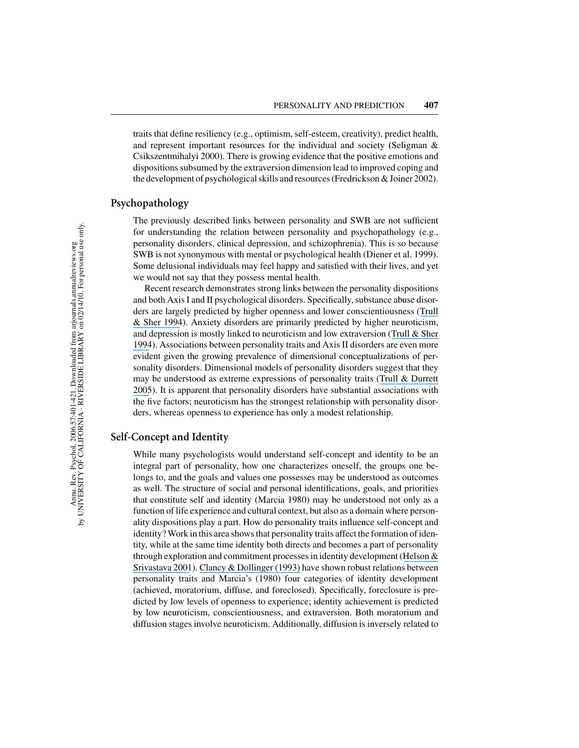traits that define resiliency (e.g., optimism, self-esteem, creativity), predict health, and represent important resources for the individual and society (Seligman & Csikszentmihalyi 2000). There is growing evidence that the positive emotions and dispositions subsumed by the extraversion dimension lead to improved coping and the development of psychological skills and resources (Fredrickson & Joiner 2002).

## Psychopathology

The previously described links between personality and SWB are not sufficient for understanding the relation between personality and psychopathology (e.g., personality disorders, clinical depression, and schizophrenia). This is so because SWB is not synonymous with mental or psychological health (Diener et al. 1999). Some delusional individuals may feel happy and satisfied with their lives, and yet we would not say that they possess mental health.

Recent research demonstrates strong links between the personality dispositions and both Axis I and II psychological disorders. Specifically, substance abuse disorders are largely predicted by higher openness and lower conscientiousness (Trull & Sher 1994). Anxiety disorders are primarily predicted by higher neuroticism, and depression is mostly linked to neuroticism and low extraversion (Trull & Sher 1994). Associations between personality traits and Axis II disorders are even more evident given the growing prevalence of dimensional conceptualizations of personality disorders. Dimensional models of personality disorders suggest that they may be understood as extreme expressions of personality traits (Trull & Durrett 2005). It is apparent that personality disorders have substantial associations with the five factors; neuroticism has the strongest relationship with personality disorders, whereas openness to experience has only a modest relationship.

## Self-Concept and Identity

While many psychologists would understand self-concept and identity to be an integral part of personality, how one characterizes oneself, the groups one belongs to, and the goals and values one possesses may be understood as outcomes as well. The structure of social and personal identifications, goals, and priorities that constitute self and identity (Marcia 1980) may be understood not only as a function of life experience and cultural context, but also as a domain where personality dispositions play a part. How do personality traits influence self-concept and identity? Work in this area shows that personality traits affect the formation of identity, while at the same time identity both directs and becomes a part of personality through exploration and commitment processes in identity development (Helson & Srivastava 2001). Clancy & Dollinger (1993) have shown robust relations between personality traits and Marcia's (1980) four categories of identity development (achieved, moratorium, diffuse, and foreclosed). Specifically, foreclosure is predicted by low levels of openness to experience; identity achievement is predicted by low neuroticism, conscientiousness, and extraversion. Both moratorium and diffusion stages involve neuroticism. Additionally, diffusion is inversely related to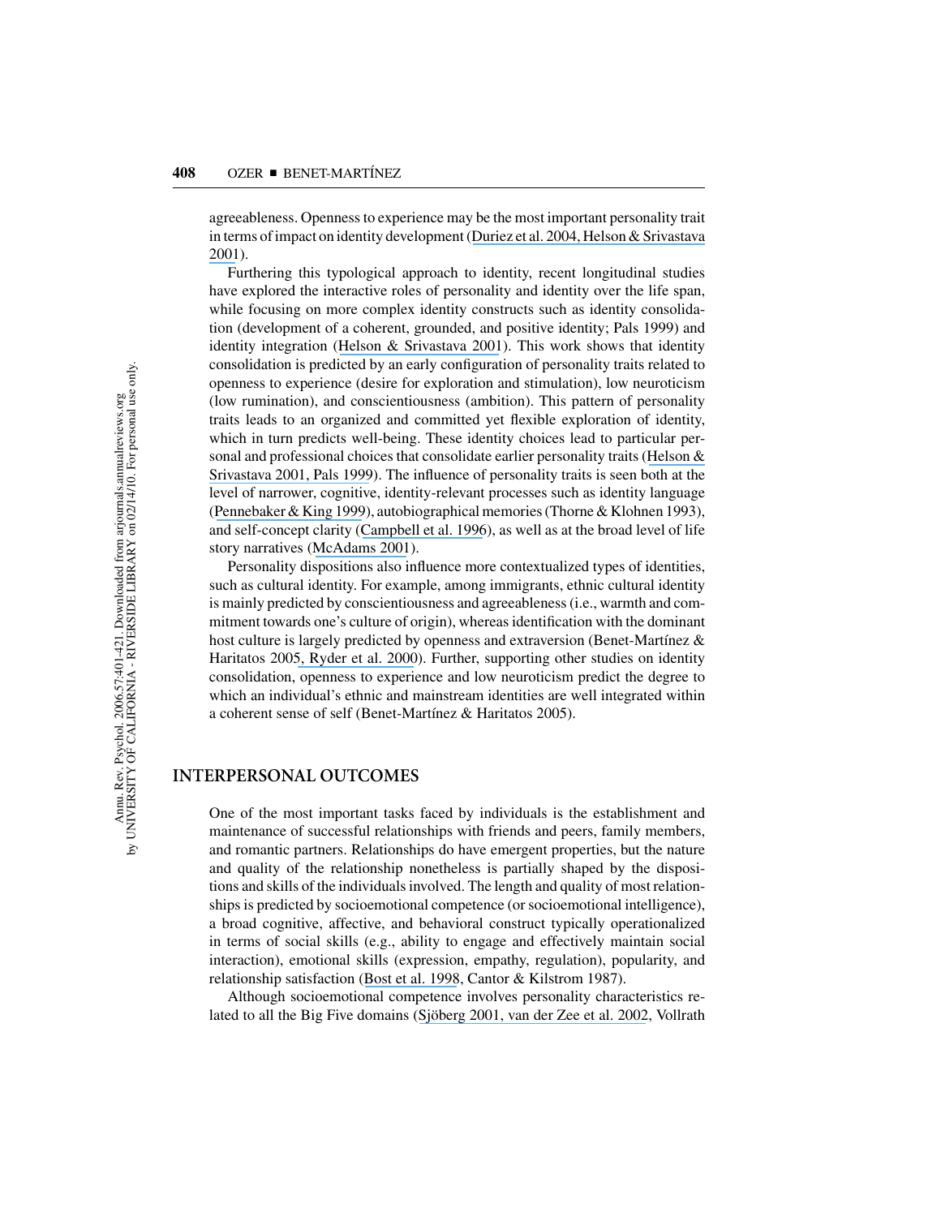agreeableness. Openness to experience may be the most important personality trait in terms of impact on identity development (Duriez et al. 2004, Helson & Srivastava 2001).

Furthering this typological approach to identity, recent longitudinal studies have explored the interactive roles of personality and identity over the life span, while focusing on more complex identity constructs such as identity consolidation (development of a coherent, grounded, and positive identity; Pals 1999) and identity integration (Helson & Srivastava 2001). This work shows that identity consolidation is predicted by an early configuration of personality traits related to openness to experience (desire for exploration and stimulation), low neuroticism (low rumination), and conscientiousness (ambition). This pattern of personality traits leads to an organized and committed yet flexible exploration of identity, which in turn predicts well-being. These identity choices lead to particular personal and professional choices that consolidate earlier personality traits (Helson & Srivastava 2001, Pals 1999). The influence of personality traits is seen both at the level of narrower, cognitive, identity-relevant processes such as identity language (Pennebaker & King 1999), autobiographical memories (Thorne & Klohnen 1993), and self-concept clarity (Campbell et al. 1996), as well as at the broad level of life story narratives (McAdams 2001).

Personality dispositions also influence more contextualized types of identities, such as cultural identity. For example, among immigrants, ethnic cultural identity is mainly predicted by conscientiousness and agreeableness (i.e., warmth and commitment towards one's culture of origin), whereas identification with the dominant host culture is largely predicted by openness and extraversion (Benet-Martínez & Haritatos 2005, Ryder et al. 2000). Further, supporting other studies on identity consolidation, openness to experience and low neuroticism predict the degree to which an individual's ethnic and mainstream identities are well integrated within a coherent sense of self (Benet-Martínez & Haritatos 2005).

## INTERPERSONAL OUTCOMES

One of the most important tasks faced by individuals is the establishment and maintenance of successful relationships with friends and peers, family members, and romantic partners. Relationships do have emergent properties, but the nature and quality of the relationship nonetheless is partially shaped by the dispositions and skills of the individuals involved. The length and quality of most relationships is predicted by socioemotional competence (or socioemotional intelligence), a broad cognitive, affective, and behavioral construct typically operationalized in terms of social skills (e.g., ability to engage and effectively maintain social interaction), emotional skills (expression, empathy, regulation), popularity, and relationship satisfaction (Bost et al. 1998, Cantor & Kilstrom 1987).

Although socioemotional competence involves personality characteristics related to all the Big Five domains (Sjöberg 2001, van der Zee et al. 2002, Vollrath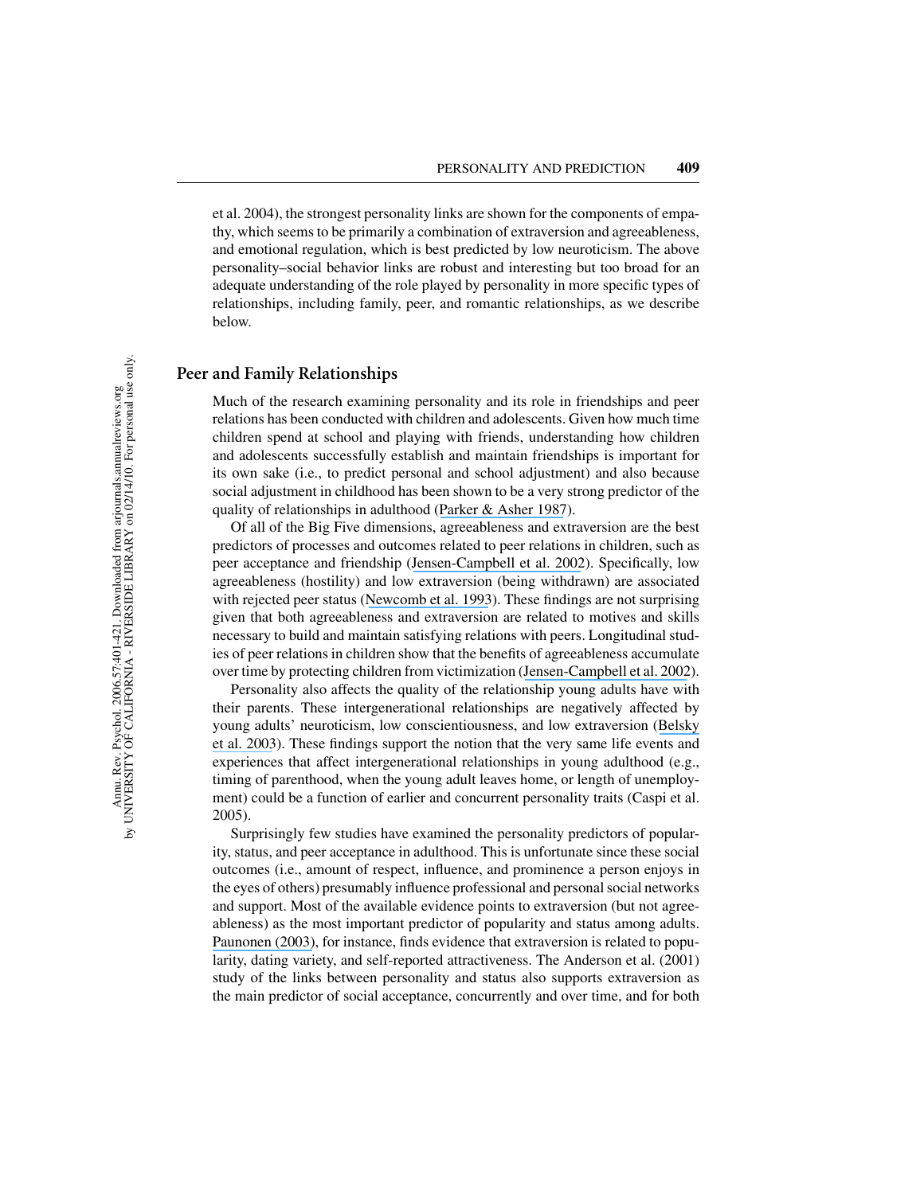et al. 2004), the strongest personality links are shown for the components of empathy, which seems to be primarily a combination of extraversion and agreeableness, and emotional regulation, which is best predicted by low neuroticism. The above personality–social behavior links are robust and interesting but too broad for an adequate understanding of the role played by personality in more specific types of relationships, including family, peer, and romantic relationships, as we describe below.

## Peer and Family Relationships

Much of the research examining personality and its role in friendships and peer relations has been conducted with children and adolescents. Given how much time children spend at school and playing with friends, understanding how children and adolescents successfully establish and maintain friendships is important for its own sake (i.e., to predict personal and school adjustment) and also because social adjustment in childhood has been shown to be a very strong predictor of the quality of relationships in adulthood (Parker & Asher 1987).

Of all of the Big Five dimensions, agreeableness and extraversion are the best predictors of processes and outcomes related to peer relations in children, such as peer acceptance and friendship (Jensen-Campbell et al. 2002). Specifically, low agreeableness (hostility) and low extraversion (being withdrawn) are associated with rejected peer status (Newcomb et al. 1993). These findings are not surprising given that both agreeableness and extraversion are related to motives and skills necessary to build and maintain satisfying relations with peers. Longitudinal studies of peer relations in children show that the benefits of agreeableness accumulate over time by protecting children from victimization (Jensen-Campbell et al. 2002).

Personality also affects the quality of the relationship young adults have with their parents. These intergenerational relationships are negatively affected by young adults' neuroticism, low conscientiousness, and low extraversion (Belsky et al. 2003). These findings support the notion that the very same life events and experiences that affect intergenerational relationships in young adulthood (e.g., timing of parenthood, when the young adult leaves home, or length of unemployment) could be a function of earlier and concurrent personality traits (Caspi et al. 2005).

Surprisingly few studies have examined the personality predictors of popularity, status, and peer acceptance in adulthood. This is unfortunate since these social outcomes (i.e., amount of respect, influence, and prominence a person enjoys in the eyes of others) presumably influence professional and personal social networks and support. Most of the available evidence points to extraversion (but not agreeableness) as the most important predictor of popularity and status among adults. Paunonen (2003), for instance, finds evidence that extraversion is related to popularity, dating variety, and self-reported attractiveness. The Anderson et al. (2001) study of the links between personality and status also supports extraversion as the main predictor of social acceptance, concurrently and over time, and for both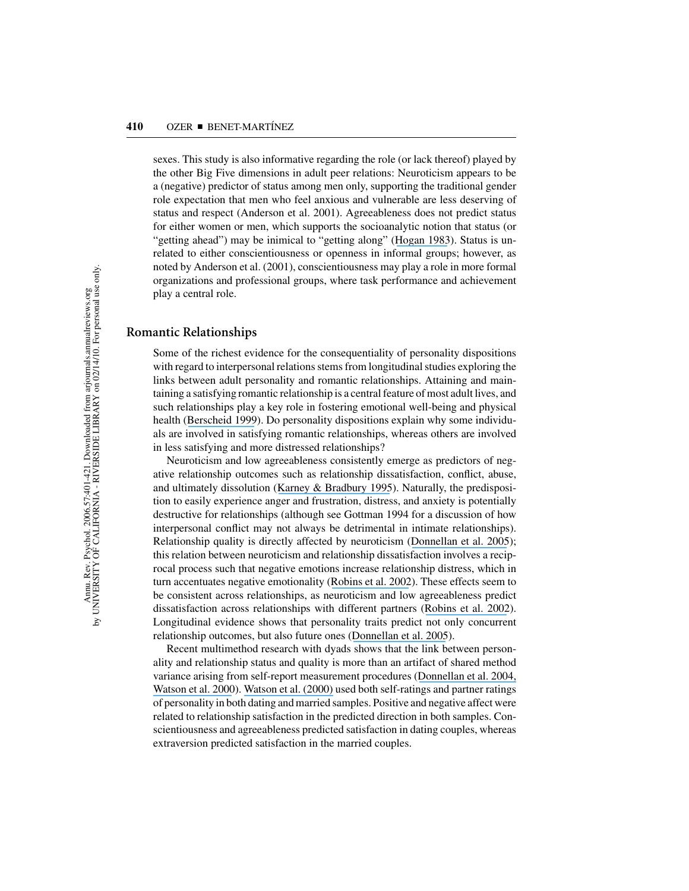sexes. This study is also informative regarding the role (or lack thereof) played by the other Big Five dimensions in adult peer relations: Neuroticism appears to be a (negative) predictor of status among men only, supporting the traditional gender role expectation that men who feel anxious and vulnerable are less deserving of status and respect (Anderson et al. 2001). Agreeableness does not predict status for either women or men, which supports the socioanalytic notion that status (or "getting ahead") may be inimical to "getting along" (Hogan 1983). Status is unrelated to either conscientiousness or openness in informal groups; however, as noted by Anderson et al. (2001), conscientiousness may play a role in more formal organizations and professional groups, where task performance and achievement play a central role.

## Romantic Relationships

Some of the richest evidence for the consequentiality of personality dispositions with regard to interpersonal relations stems from longitudinal studies exploring the links between adult personality and romantic relationships. Attaining and maintaining a satisfying romantic relationship is a central feature of most adult lives, and such relationships play a key role in fostering emotional well-being and physical health (Berscheid 1999). Do personality dispositions explain why some individuals are involved in satisfying romantic relationships, whereas others are involved in less satisfying and more distressed relationships?

Neuroticism and low agreeableness consistently emerge as predictors of negative relationship outcomes such as relationship dissatisfaction, conflict, abuse, and ultimately dissolution (Karney & Bradbury 1995). Naturally, the predisposition to easily experience anger and frustration, distress, and anxiety is potentially destructive for relationships (although see Gottman 1994 for a discussion of how interpersonal conflict may not always be detrimental in intimate relationships). Relationship quality is directly affected by neuroticism (Donnellan et al. 2005); this relation between neuroticism and relationship dissatisfaction involves a reciprocal process such that negative emotions increase relationship distress, which in turn accentuates negative emotionality (Robins et al. 2002). These effects seem to be consistent across relationships, as neuroticism and low agreeableness predict dissatisfaction across relationships with different partners (Robins et al. 2002). Longitudinal evidence shows that personality traits predict not only concurrent relationship outcomes, but also future ones (Donnellan et al. 2005).

Recent multimethod research with dyads shows that the link between personality and relationship status and quality is more than an artifact of shared method variance arising from self-report measurement procedures (Donnellan et al. 2004, Watson et al. 2000). Watson et al. (2000) used both self-ratings and partner ratings of personality in both dating and married samples. Positive and negative affect were related to relationship satisfaction in the predicted direction in both samples. Conscientiousness and agreeableness predicted satisfaction in dating couples, whereas extraversion predicted satisfaction in the married couples.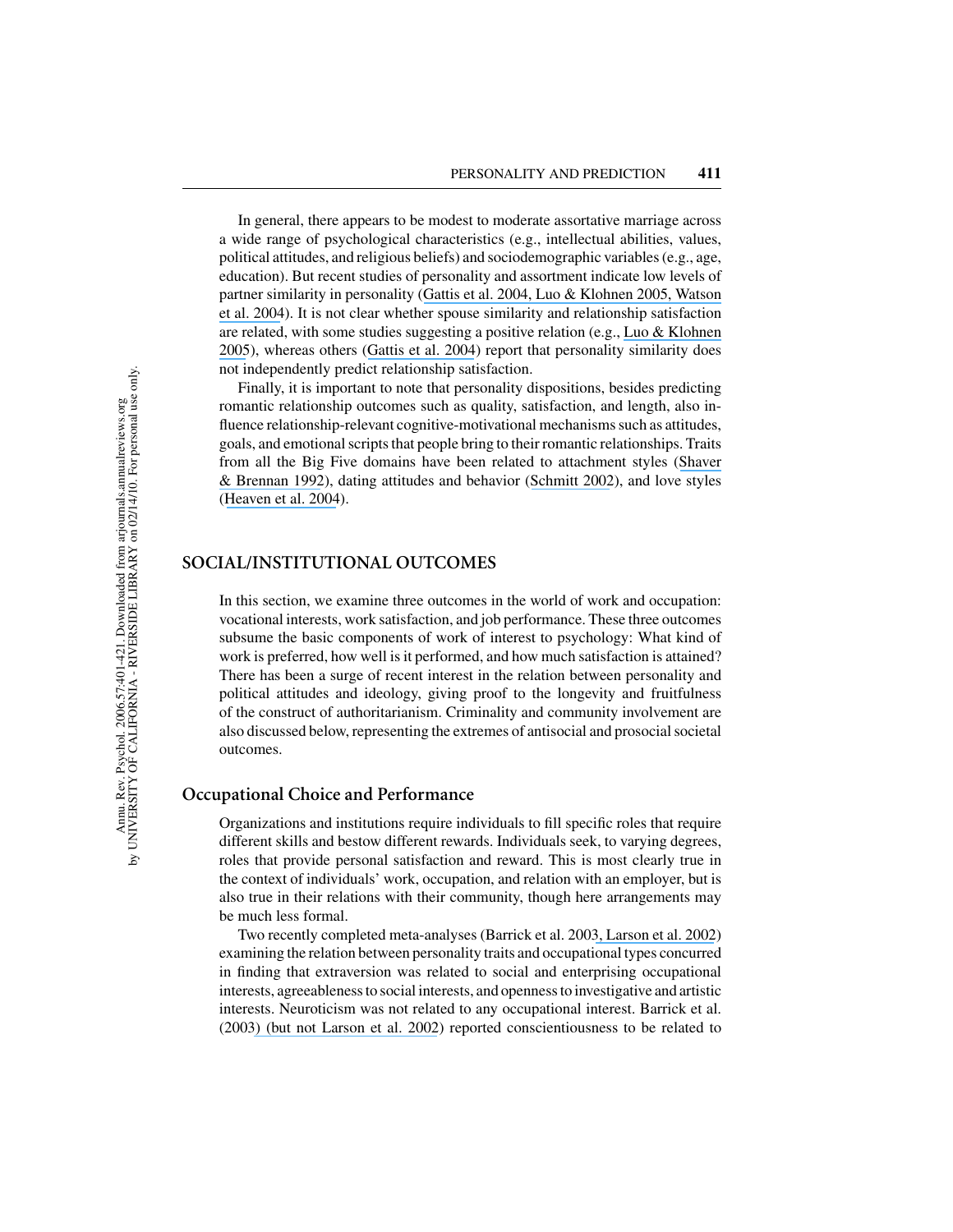In general, there appears to be modest to moderate assortative marriage across a wide range of psychological characteristics (e.g., intellectual abilities, values, political attitudes, and religious beliefs) and sociodemographic variables (e.g., age, education). But recent studies of personality and assortment indicate low levels of partner similarity in personality (Gattis et al. 2004, Luo & Klohnen 2005, Watson et al. 2004). It is not clear whether spouse similarity and relationship satisfaction are related, with some studies suggesting a positive relation (e.g., Luo & Klohnen 2005), whereas others (Gattis et al. 2004) report that personality similarity does not independently predict relationship satisfaction.

Finally, it is important to note that personality dispositions, besides predicting romantic relationship outcomes such as quality, satisfaction, and length, also influence relationship-relevant cognitive-motivational mechanisms such as attitudes, goals, and emotional scripts that people bring to their romantic relationships. Traits from all the Big Five domains have been related to attachment styles (Shaver & Brennan 1992), dating attitudes and behavior (Schmitt 2002), and love styles (Heaven et al. 2004).

## SOCIAL/INSTITUTIONAL OUTCOMES

In this section, we examine three outcomes in the world of work and occupation: vocational interests, work satisfaction, and job performance. These three outcomes subsume the basic components of work of interest to psychology: What kind of work is preferred, how well is it performed, and how much satisfaction is attained? There has been a surge of recent interest in the relation between personality and political attitudes and ideology, giving proof to the longevity and fruitfulness of the construct of authoritarianism. Criminality and community involvement are also discussed below, representing the extremes of antisocial and prosocial societal outcomes.

### Occupational Choice and Performance

Organizations and institutions require individuals to fill specific roles that require different skills and bestow different rewards. Individuals seek, to varying degrees, roles that provide personal satisfaction and reward. This is most clearly true in the context of individuals' work, occupation, and relation with an employer, but is also true in their relations with their community, though here arrangements may be much less formal.

Two recently completed meta-analyses (Barrick et al. 2003, Larson et al. 2002) examining the relation between personality traits and occupational types concurred in finding that extraversion was related to social and enterprising occupational interests, agreeableness to social interests, and openness to investigative and artistic interests. Neuroticism was not related to any occupational interest. Barrick et al. (2003) (but not Larson et al. 2002) reported conscientiousness to be related to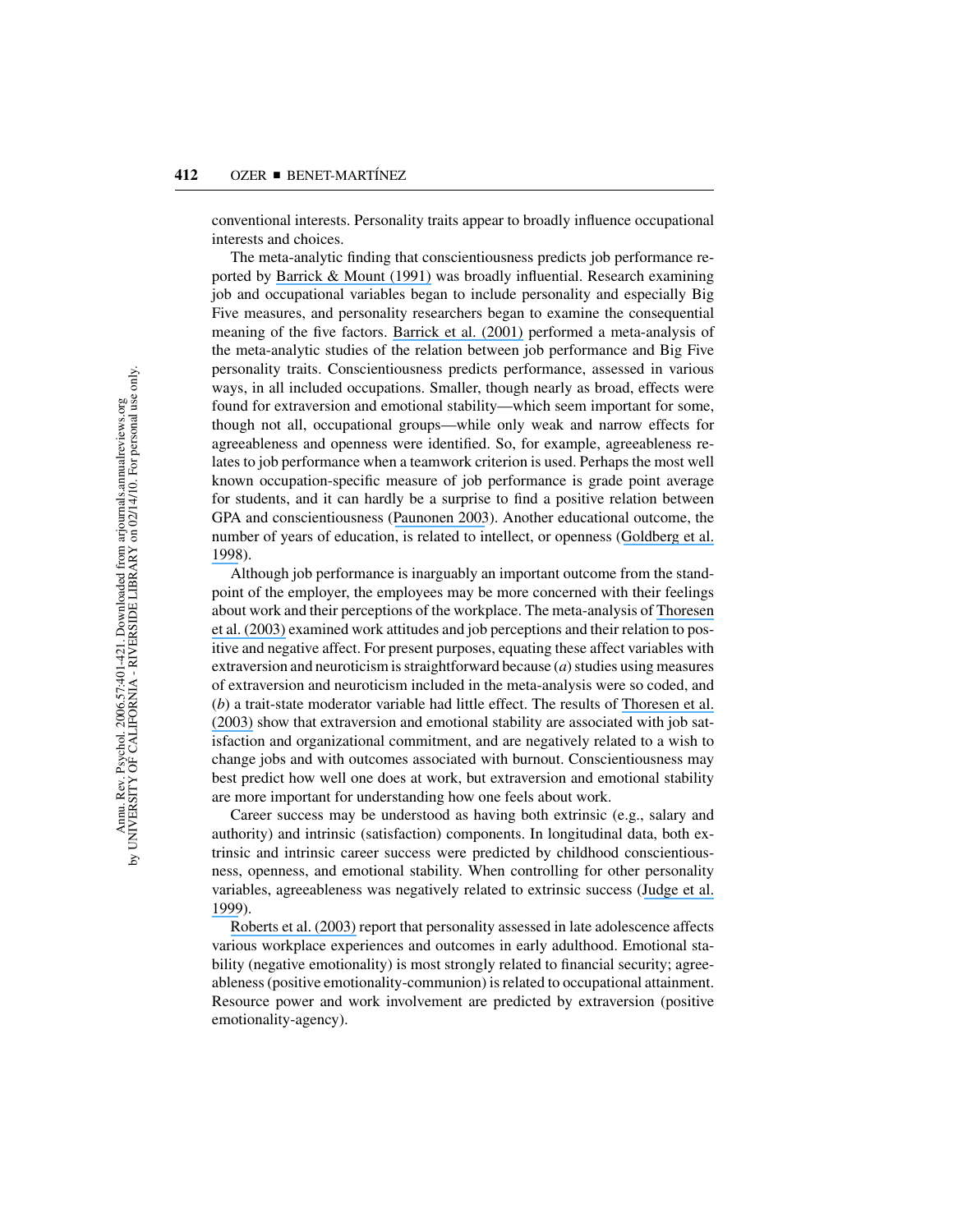conventional interests. Personality traits appear to broadly influence occupational interests and choices.

The meta-analytic finding that conscientiousness predicts job performance reported by Barrick & Mount (1991) was broadly influential. Research examining job and occupational variables began to include personality and especially Big Five measures, and personality researchers began to examine the consequential meaning of the five factors. Barrick et al. (2001) performed a meta-analysis of the meta-analytic studies of the relation between job performance and Big Five personality traits. Conscientiousness predicts performance, assessed in various ways, in all included occupations. Smaller, though nearly as broad, effects were found for extraversion and emotional stability—which seem important for some, though not all, occupational groups—while only weak and narrow effects for agreeableness and openness were identified. So, for example, agreeableness relates to job performance when a teamwork criterion is used. Perhaps the most well known occupation-specific measure of job performance is grade point average for students, and it can hardly be a surprise to find a positive relation between GPA and conscientiousness (Paunonen 2003). Another educational outcome, the number of years of education, is related to intellect, or openness (Goldberg et al. 1998).

Although job performance is inarguably an important outcome from the standpoint of the employer, the employees may be more concerned with their feelings about work and their perceptions of the workplace. The meta-analysis of Thoresen et al. (2003) examined work attitudes and job perceptions and their relation to positive and negative affect. For present purposes, equating these affect variables with extraversion and neuroticism is straightforward because (*a*) studies using measures of extraversion and neuroticism included in the meta-analysis were so coded, and (*b*) a trait-state moderator variable had little effect. The results of Thoresen et al. (2003) show that extraversion and emotional stability are associated with job satisfaction and organizational commitment, and are negatively related to a wish to change jobs and with outcomes associated with burnout. Conscientiousness may best predict how well one does at work, but extraversion and emotional stability are more important for understanding how one feels about work.

Career success may be understood as having both extrinsic (e.g., salary and authority) and intrinsic (satisfaction) components. In longitudinal data, both extrinsic and intrinsic career success were predicted by childhood conscientiousness, openness, and emotional stability. When controlling for other personality variables, agreeableness was negatively related to extrinsic success (Judge et al. 1999).

Roberts et al. (2003) report that personality assessed in late adolescence affects various workplace experiences and outcomes in early adulthood. Emotional stability (negative emotionality) is most strongly related to financial security; agreeableness (positive emotionality-communion) is related to occupational attainment. Resource power and work involvement are predicted by extraversion (positive emotionality-agency).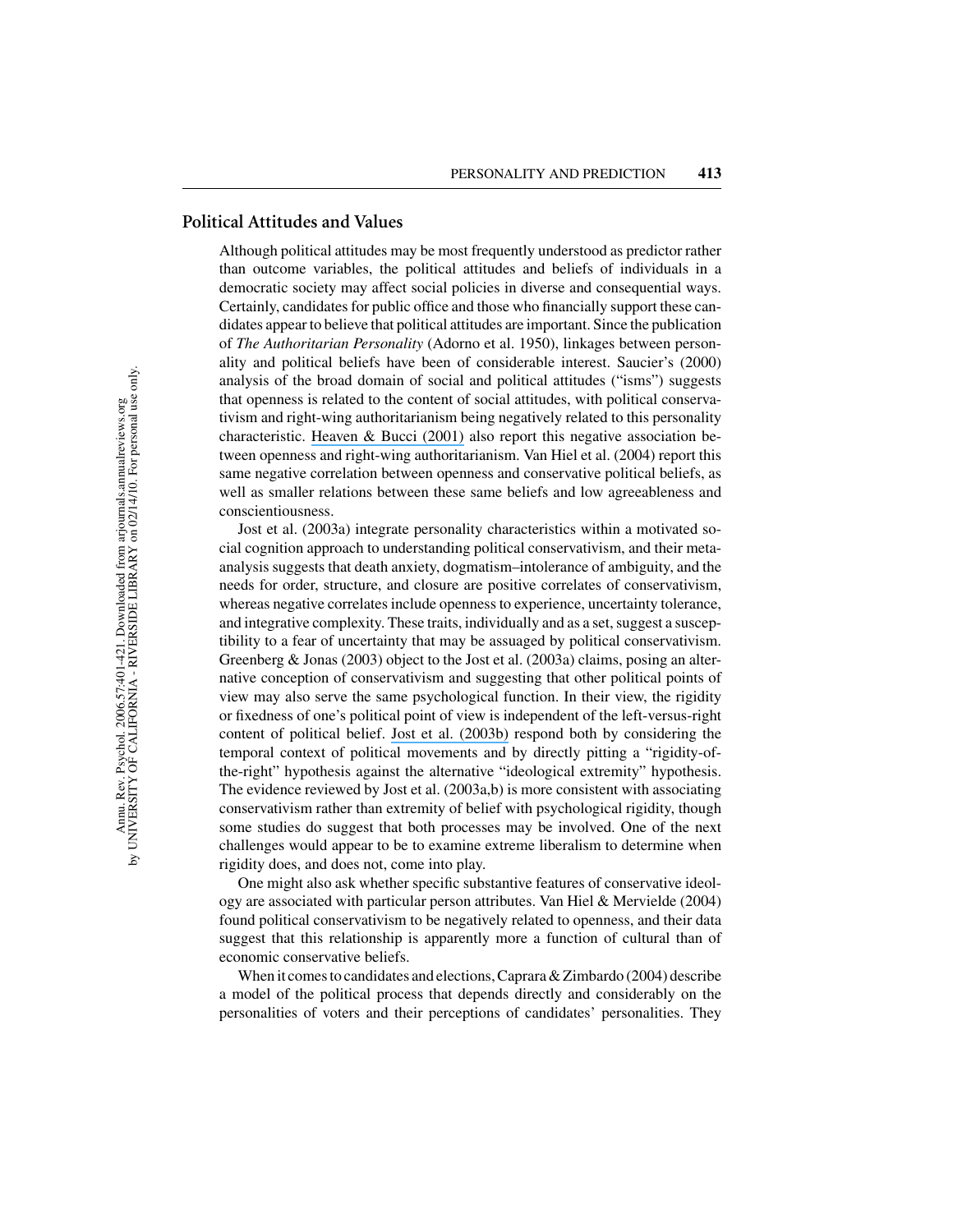## Political Attitudes and Values

Although political attitudes may be most frequently understood as predictor rather than outcome variables, the political attitudes and beliefs of individuals in a democratic society may affect social policies in diverse and consequential ways. Certainly, candidates for public office and those who financially support these candidates appear to believe that political attitudes are important. Since the publication of *The Authoritarian Personality* (Adorno et al. 1950), linkages between personality and political beliefs have been of considerable interest. Saucier's (2000) analysis of the broad domain of social and political attitudes ("isms") suggests that openness is related to the content of social attitudes, with political conservativism and right-wing authoritarianism being negatively related to this personality characteristic. Heaven & Bucci (2001) also report this negative association between openness and right-wing authoritarianism. Van Hiel et al. (2004) report this same negative correlation between openness and conservative political beliefs, as well as smaller relations between these same beliefs and low agreeableness and conscientiousness.

Jost et al. (2003a) integrate personality characteristics within a motivated social cognition approach to understanding political conservativism, and their meta-analysis suggests that death anxiety, dogmatism–intolerance of ambiguity, and the needs for order, structure, and closure are positive correlates of conservativism, whereas negative correlates include openness to experience, uncertainty tolerance, and integrative complexity. These traits, individually and as a set, suggest a susceptibility to a fear of uncertainty that may be assuaged by political conservativism. Greenberg & Jonas (2003) object to the Jost et al. (2003a) claims, posing an alternative conception of conservativism and suggesting that other political points of view may also serve the same psychological function. In their view, the rigidity or fixedness of one's political point of view is independent of the left-versus-right content of political belief. Jost et al. (2003b) respond both by considering the temporal context of political movements and by directly pitting a "rigidity-of-the-right" hypothesis against the alternative "ideological extremity" hypothesis. The evidence reviewed by Jost et al. (2003a,b) is more consistent with associating conservativism rather than extremity of belief with psychological rigidity, though some studies do suggest that both processes may be involved. One of the next challenges would appear to be to examine extreme liberalism to determine when rigidity does, and does not, come into play.

One might also ask whether specific substantive features of conservative ideology are associated with particular person attributes. Van Hiel & Mervielde (2004) found political conservativism to be negatively related to openness, and their data suggest that this relationship is apparently more a function of cultural than of economic conservative beliefs.

When it comes to candidates and elections, Caprara & Zimbardo (2004) describe a model of the political process that depends directly and considerably on the personalities of voters and their perceptions of candidates' personalities. They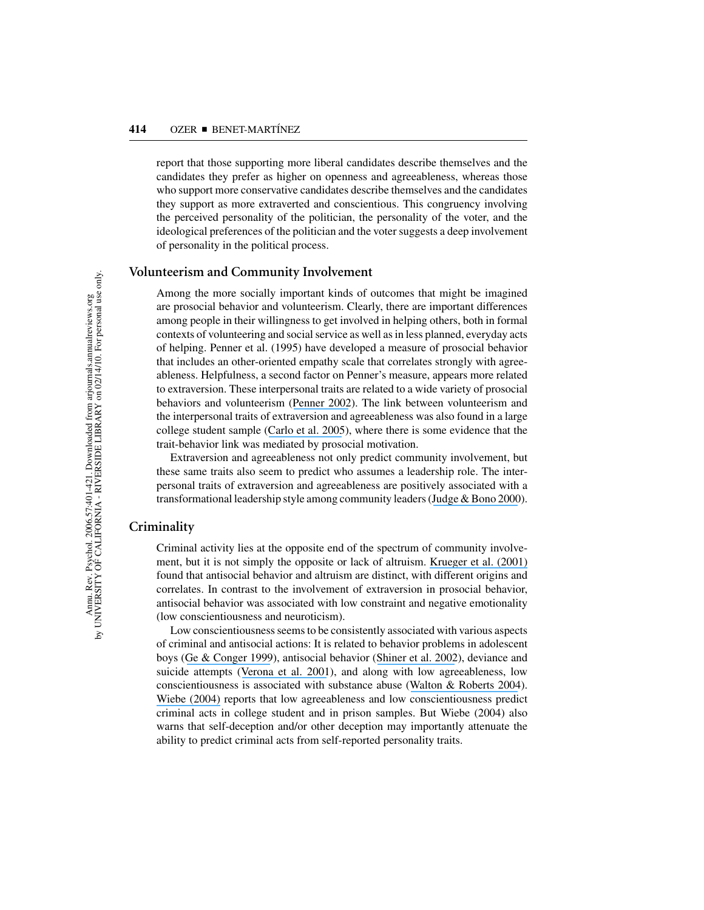report that those supporting more liberal candidates describe themselves and the candidates they prefer as higher on openness and agreeableness, whereas those who support more conservative candidates describe themselves and the candidates they support as more extraverted and conscientious. This congruency involving the perceived personality of the politician, the personality of the voter, and the ideological preferences of the politician and the voter suggests a deep involvement of personality in the political process.

## Volunteerism and Community Involvement

Among the more socially important kinds of outcomes that might be imagined are prosocial behavior and volunteerism. Clearly, there are important differences among people in their willingness to get involved in helping others, both in formal contexts of volunteering and social service as well as in less planned, everyday acts of helping. Penner et al. (1995) have developed a measure of prosocial behavior that includes an other-oriented empathy scale that correlates strongly with agreeableness. Helpfulness, a second factor on Penner's measure, appears more related to extraversion. These interpersonal traits are related to a wide variety of prosocial behaviors and volunteerism (Penner 2002). The link between volunteerism and the interpersonal traits of extraversion and agreeableness was also found in a large college student sample (Carlo et al. 2005), where there is some evidence that the trait-behavior link was mediated by prosocial motivation.

Extraversion and agreeableness not only predict community involvement, but these same traits also seem to predict who assumes a leadership role. The interpersonal traits of extraversion and agreeableness are positively associated with a transformational leadership style among community leaders (Judge & Bono 2000).

## Criminality

Criminal activity lies at the opposite end of the spectrum of community involvement, but it is not simply the opposite or lack of altruism. Krueger et al. (2001) found that antisocial behavior and altruism are distinct, with different origins and correlates. In contrast to the involvement of extraversion in prosocial behavior, antisocial behavior was associated with low constraint and negative emotionality (low conscientiousness and neuroticism).

Low conscientiousness seems to be consistently associated with various aspects of criminal and antisocial actions: It is related to behavior problems in adolescent boys (Ge & Conger 1999), antisocial behavior (Shiner et al. 2002), deviance and suicide attempts (Verona et al. 2001), and along with low agreeableness, low conscientiousness is associated with substance abuse (Walton & Roberts 2004). Wiebe (2004) reports that low agreeableness and low conscientiousness predict criminal acts in college student and in prison samples. But Wiebe (2004) also warns that self-deception and/or other deception may importantly attenuate the ability to predict criminal acts from self-reported personality traits.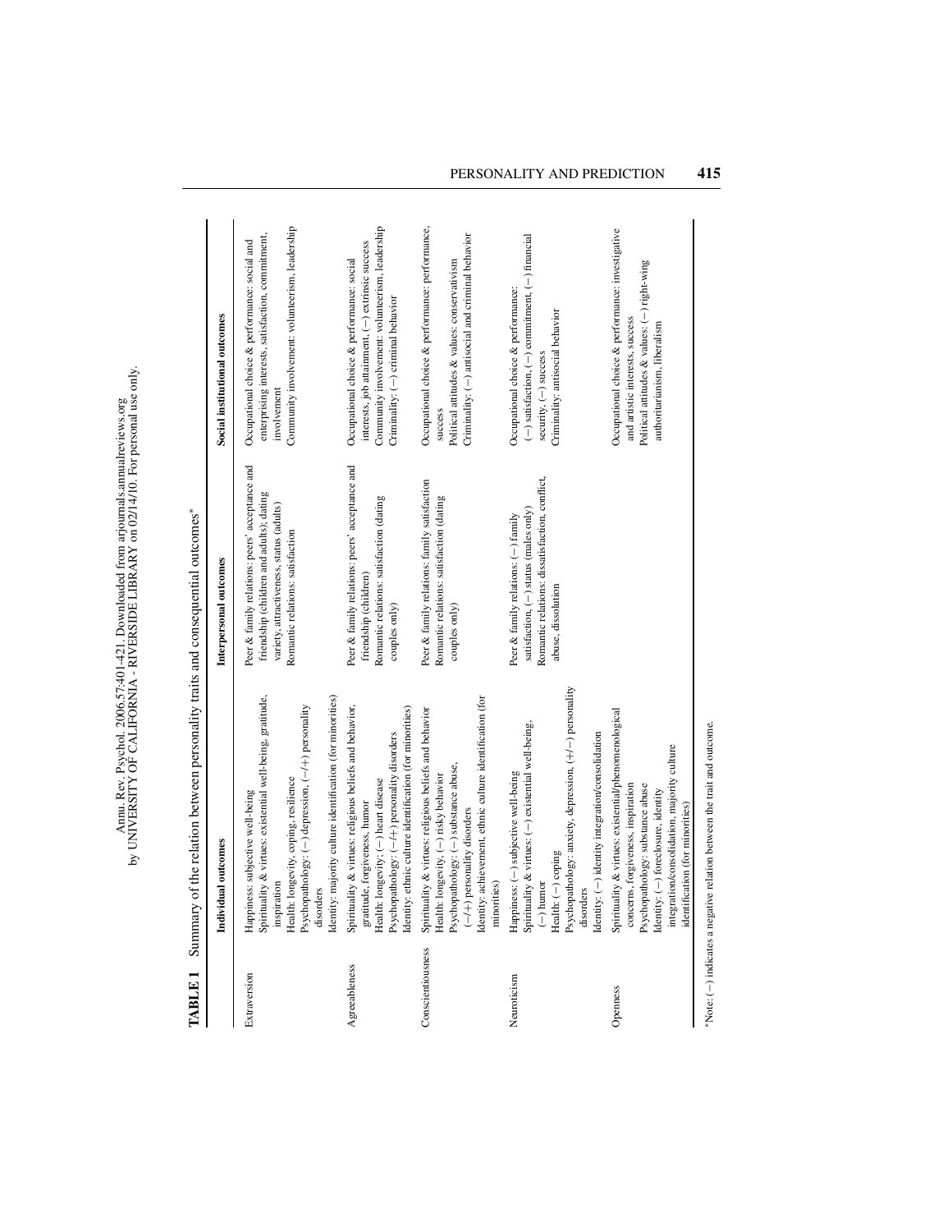**TABLE 1** Summary of the relation between personality traits and consequential outcomes*

| | Individual outcomes | Interpersonal outcomes | Social institutional outcomes |
|---|---|---|---|
| Extraversion | Happiness: subjective well-being<br>Spirituality & virtues: existential well-being, gratitude, inspiration<br>Health: longevity, coping, resilience<br>Psychopathology: (−) depression, (−/+) personality disorders<br>Identity: majority culture identification (for minorities) | Peer & family relations: peers' acceptance and friendship (children and adults); dating variety, attractiveness, status (adults)<br>Romantic relations: satisfaction | Occupational choice & performance: social and enterprising interests, satisfaction, commitment, involvement<br>Community involvement: volunteerism, leadership |
| Agreeableness | Spirituality & virtues: religious beliefs and behavior, gratitude, forgiveness, humor<br>Health: longevity, (−) heart disease<br>Psychopathology: (−/+) personality disorders<br>Identity: ethnic culture identification (for minorities) | Peer & family relations: peers' acceptance and friendship (children)<br>Romantic relations: satisfaction (dating couples only) | Occupational choice & performance: social interests, job attainment, (−) extrinsic success<br>Community involvement: volunteerism, leadership<br>Criminality: (−) criminal behavior |
| Conscientiousness | Spirituality & virtues: religious beliefs and behavior<br>Health: longevity, (−) risky behavior<br>Psychopathology: (−) substance abuse, (−/+) personality disorders<br>Identity: achievement, ethnic culture identification (for minorities) | Peer & family relations: family satisfaction<br>Romantic relations: satisfaction (dating couples only) | Occupational choice & performance: performance, success<br>Political attitudes & values: conservativism<br>Criminality: (−) antisocial and criminal behavior |
| Neuroticism | Happiness: (−) subjective well-being<br>Spirituality & virtues: (−) existential well-being, (−) humor<br>Health: (−) coping<br>Psychopathology: anxiety, depression, (+/−) personality disorders<br>Identity: (−) identity integration/consolidation | Peer & family relations: (−) family satisfaction, (−) status (males only)<br>Romantic relations: dissatisfaction, conflict, abuse, dissolution | Occupational choice & performance: (−) satisfaction, (−) commitment, (−) financial security, (−) success<br>Criminality: antisocial behavior |
| Openness | Spirituality & virtues: existential/phenomenological concerns, forgiveness, inspiration<br>Psychopathology: substance abuse<br>Identity: (−) foreclosure, identity integration/consolidation, majority culture identification (for minorities) | | Occupational choice & performance: investigative and artistic interests, success<br>Political attitudes & values: (−) right-wing authoritarianism, liberalism |

*Note: (−) indicates a negative relation between the trait and outcome.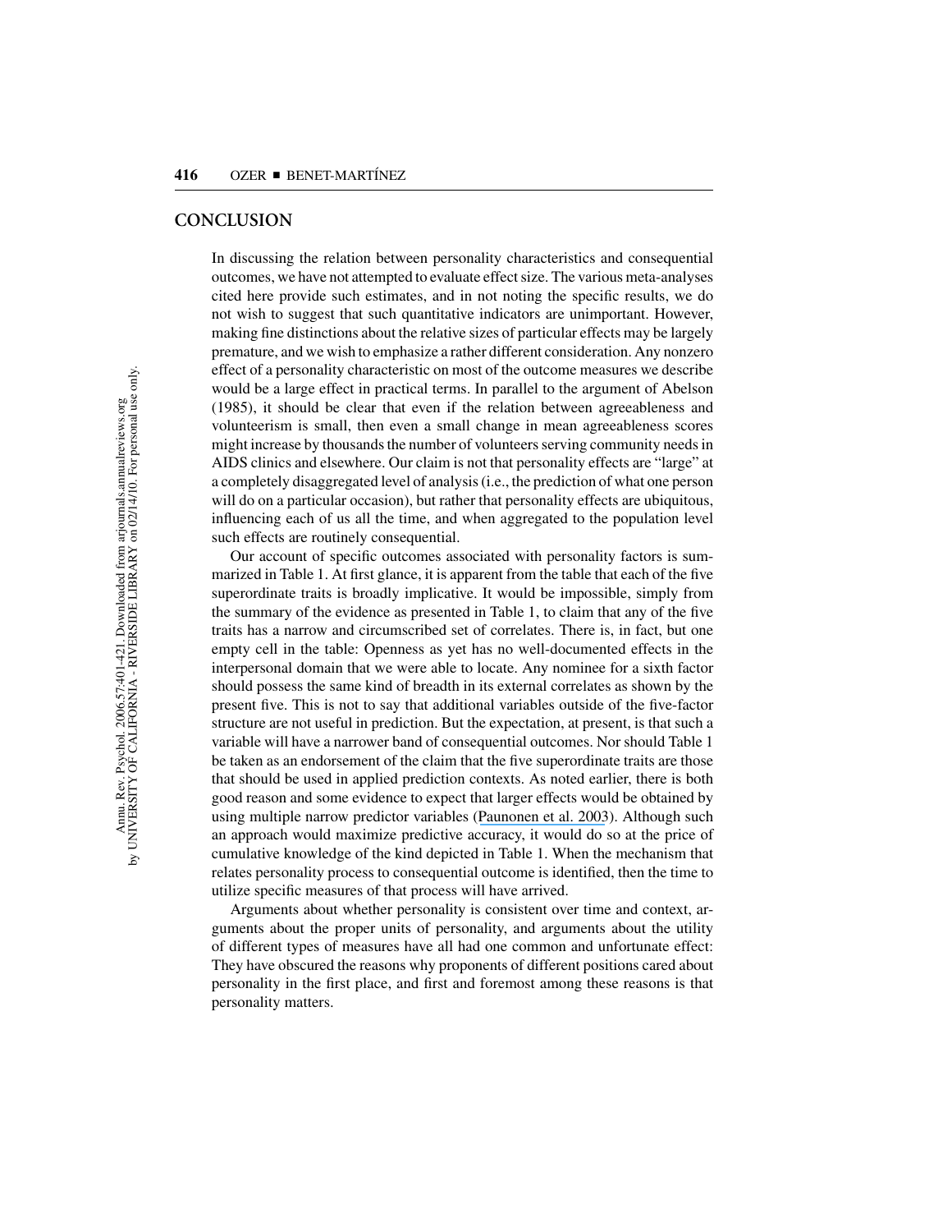## CONCLUSION

In discussing the relation between personality characteristics and consequential outcomes, we have not attempted to evaluate effect size. The various meta-analyses cited here provide such estimates, and in not noting the specific results, we do not wish to suggest that such quantitative indicators are unimportant. However, making fine distinctions about the relative sizes of particular effects may be largely premature, and we wish to emphasize a rather different consideration. Any nonzero effect of a personality characteristic on most of the outcome measures we describe would be a large effect in practical terms. In parallel to the argument of Abelson (1985), it should be clear that even if the relation between agreeableness and volunteerism is small, then even a small change in mean agreeableness scores might increase by thousands the number of volunteers serving community needs in AIDS clinics and elsewhere. Our claim is not that personality effects are "large" at a completely disaggregated level of analysis (i.e., the prediction of what one person will do on a particular occasion), but rather that personality effects are ubiquitous, influencing each of us all the time, and when aggregated to the population level such effects are routinely consequential.

Our account of specific outcomes associated with personality factors is summarized in Table 1. At first glance, it is apparent from the table that each of the five superordinate traits is broadly implicative. It would be impossible, simply from the summary of the evidence as presented in Table 1, to claim that any of the five traits has a narrow and circumscribed set of correlates. There is, in fact, but one empty cell in the table: Openness as yet has no well-documented effects in the interpersonal domain that we were able to locate. Any nominee for a sixth factor should possess the same kind of breadth in its external correlates as shown by the present five. This is not to say that additional variables outside of the five-factor structure are not useful in prediction. But the expectation, at present, is that such a variable will have a narrower band of consequential outcomes. Nor should Table 1 be taken as an endorsement of the claim that the five superordinate traits are those that should be used in applied prediction contexts. As noted earlier, there is both good reason and some evidence to expect that larger effects would be obtained by using multiple narrow predictor variables (Paunonen et al. 2003). Although such an approach would maximize predictive accuracy, it would do so at the price of cumulative knowledge of the kind depicted in Table 1. When the mechanism that relates personality process to consequential outcome is identified, then the time to utilize specific measures of that process will have arrived.

Arguments about whether personality is consistent over time and context, arguments about the proper units of personality, and arguments about the utility of different types of measures have all had one common and unfortunate effect: They have obscured the reasons why proponents of different positions cared about personality in the first place, and first and foremost among these reasons is that personality matters.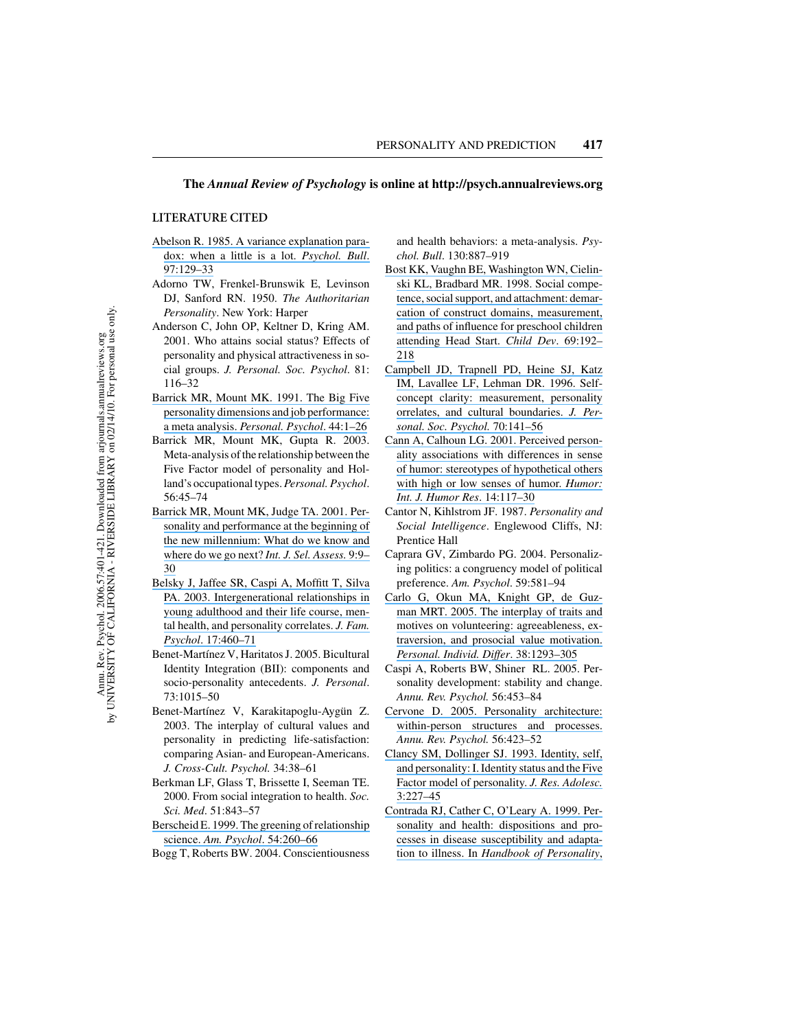**The *Annual Review of Psychology* is online at http://psych.annualreviews.org**

## LITERATURE CITED

Abelson R. 1985. A variance explanation paradox: when a little is a lot. *Psychol. Bull*. 97:129–33

Adorno TW, Frenkel-Brunswik E, Levinson DJ, Sanford RN. 1950. *The Authoritarian Personality*. New York: Harper

Anderson C, John OP, Keltner D, Kring AM. 2001. Who attains social status? Effects of personality and physical attractiveness in social groups. *J. Personal. Soc. Psychol*. 81: 116–32

Barrick MR, Mount MK. 1991. The Big Five personality dimensions and job performance: a meta analysis. *Personal. Psychol*. 44:1–26

Barrick MR, Mount MK, Gupta R. 2003. Meta-analysis of the relationship between the Five Factor model of personality and Holland's occupational types. *Personal. Psychol*. 56:45–74

Barrick MR, Mount MK, Judge TA. 2001. Personality and performance at the beginning of the new millennium: What do we know and where do we go next? *Int. J. Sel. Assess*. 9:9–30

Belsky J, Jaffee SR, Caspi A, Moffitt T, Silva PA. 2003. Intergenerational relationships in young adulthood and their life course, mental health, and personality correlates. *J. Fam. Psychol*. 17:460–71

Benet-Martínez V, Haritatos J. 2005. Bicultural Identity Integration (BII): components and socio-personality antecedents. *J. Personal*. 73:1015–50

Benet-Martínez V, Karakitapoglu-Aygün Z. 2003. The interplay of cultural values and personality in predicting life-satisfaction: comparing Asian- and European-Americans. *J. Cross-Cult. Psychol*. 34:38–61

Berkman LF, Glass T, Brissette I, Seeman TE. 2000. From social integration to health. *Soc. Sci. Med*. 51:843–57

Berscheid E. 1999. The greening of relationship science. *Am. Psychol*. 54:260–66

Bogg T, Roberts BW. 2004. Conscientiousness and health behaviors: a meta-analysis. *Psychol. Bull*. 130:887–919

Bost KK, Vaughn BE, Washington WN, Cielinski KL, Bradbard MR. 1998. Social competence, social support, and attachment: demarcation of construct domains, measurement, and paths of influence for preschool children attending Head Start. *Child Dev*. 69:192–218

Campbell JD, Trapnell PD, Heine SJ, Katz IM, Lavallee LF, Lehman DR. 1996. Self-concept clarity: measurement, personality orrelates, and cultural boundaries. *J. Personal. Soc. Psychol.* 70:141–56

Cann A, Calhoun LG. 2001. Perceived personality associations with differences in sense of humor: stereotypes of hypothetical others with high or low senses of humor. *Humor: Int. J. Humor Res*. 14:117–30

Cantor N, Kihlstrom JF. 1987. *Personality and Social Intelligence*. Englewood Cliffs, NJ: Prentice Hall

Caprara GV, Zimbardo PG. 2004. Personalizing politics: a congruency model of political preference. *Am. Psychol*. 59:581–94

Carlo G, Okun MA, Knight GP, de Guzman MRT. 2005. The interplay of traits and motives on volunteering: agreeableness, extraversion, and prosocial value motivation. *Personal. Individ. Differ*. 38:1293–305

Caspi A, Roberts BW, Shiner RL. 2005. Personality development: stability and change. *Annu. Rev. Psychol.* 56:453–84

Cervone D. 2005. Personality architecture: within-person structures and processes. *Annu. Rev. Psychol.* 56:423–52

Clancy SM, Dollinger SJ. 1993. Identity, self, and personality: I. Identity status and the Five Factor model of personality. *J. Res. Adolesc.* 3:227–45

Contrada RJ, Cather C, O'Leary A. 1999. Personality and health: dispositions and processes in disease susceptibility and adaptation to illness. In *Handbook of Personality*,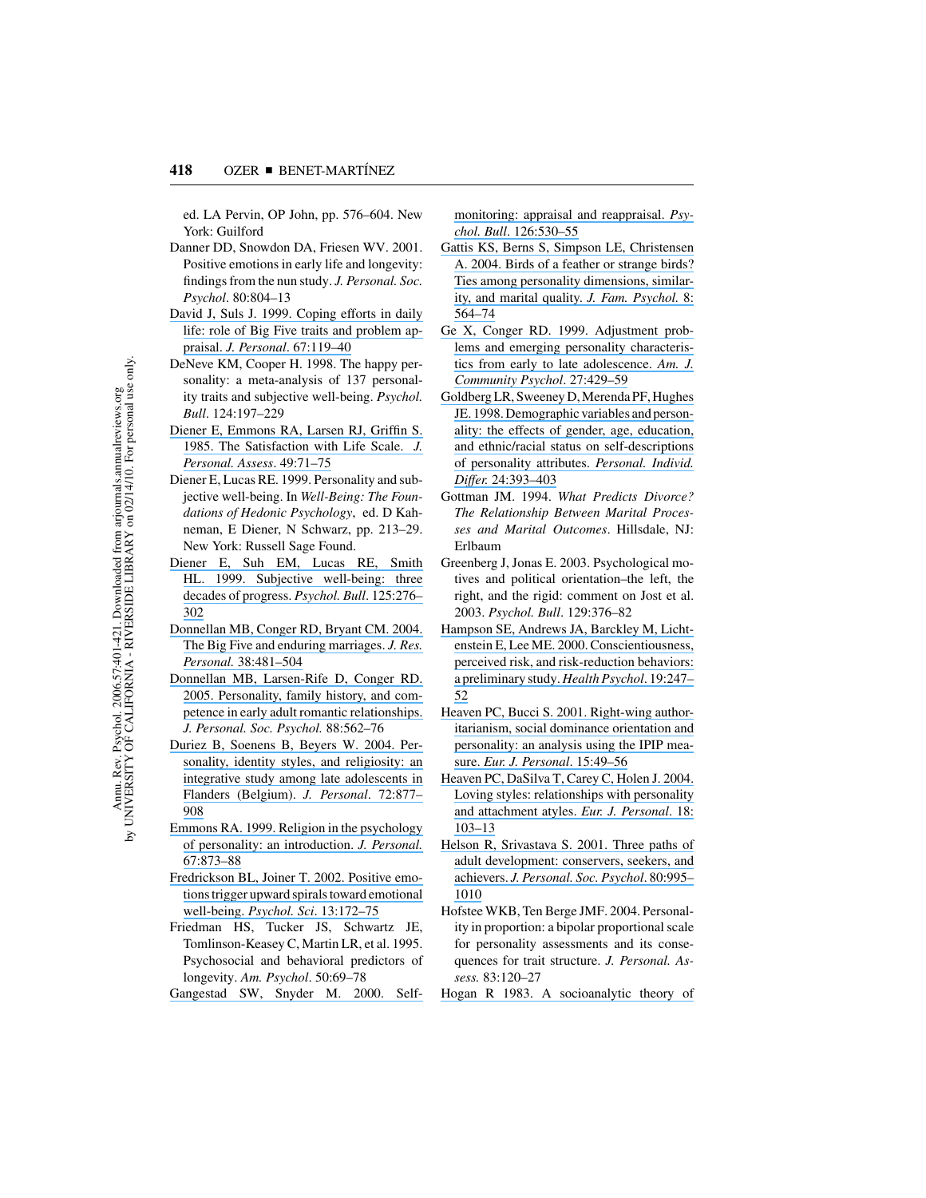ed. LA Pervin, OP John, pp. 576–604. New York: Guilford

Danner DD, Snowdon DA, Friesen WV. 2001. Positive emotions in early life and longevity: findings from the nun study. *J. Personal. Soc. Psychol.* 80:804–13

David J, Suls J. 1999. Coping efforts in daily life: role of Big Five traits and problem appraisal. *J. Personal.* 67:119–40

DeNeve KM, Cooper H. 1998. The happy personality: a meta-analysis of 137 personality traits and subjective well-being. *Psychol. Bull.* 124:197–229

Diener E, Emmons RA, Larsen RJ, Griffin S. 1985. The Satisfaction with Life Scale. *J. Personal. Assess.* 49:71–75

Diener E, Lucas RE. 1999. Personality and subjective well-being. In *Well-Being: The Foundations of Hedonic Psychology*, ed. D Kahneman, E Diener, N Schwarz, pp. 213–29. New York: Russell Sage Found.

Diener E, Suh EM, Lucas RE, Smith HL. 1999. Subjective well-being: three decades of progress. *Psychol. Bull.* 125:276–302

Donnellan MB, Conger RD, Bryant CM. 2004. The Big Five and enduring marriages. *J. Res. Personal.* 38:481–504

Donnellan MB, Larsen-Rife D, Conger RD. 2005. Personality, family history, and competence in early adult romantic relationships. *J. Personal. Soc. Psychol.* 88:562–76

Duriez B, Soenens B, Beyers W. 2004. Personality, identity styles, and religiosity: an integrative study among late adolescents in Flanders (Belgium). *J. Personal.* 72:877–908

Emmons RA. 1999. Religion in the psychology of personality: an introduction. *J. Personal.* 67:873–88

Fredrickson BL, Joiner T. 2002. Positive emotions trigger upward spirals toward emotional well-being. *Psychol. Sci.* 13:172–75

Friedman HS, Tucker JS, Schwartz JE, Tomlinson-Keasey C, Martin LR, et al. 1995. Psychosocial and behavioral predictors of longevity. *Am. Psychol.* 50:69–78

Gangestad SW, Snyder M. 2000. Self-monitoring: appraisal and reappraisal. *Psychol. Bull.* 126:530–55

Gattis KS, Berns S, Simpson LE, Christensen A. 2004. Birds of a feather or strange birds? Ties among personality dimensions, similarity, and marital quality. *J. Fam. Psychol.* 8:564–74

Ge X, Conger RD. 1999. Adjustment problems and emerging personality characteristics from early to late adolescence. *Am. J. Community Psychol.* 27:429–59

Goldberg LR, Sweeney D, Merenda PF, Hughes JE. 1998. Demographic variables and personality: the effects of gender, age, education, and ethnic/racial status on self-descriptions of personality attributes. *Personal. Individ. Differ.* 24:393–403

Gottman JM. 1994. *What Predicts Divorce? The Relationship Between Marital Processes and Marital Outcomes*. Hillsdale, NJ: Erlbaum

Greenberg J, Jonas E. 2003. Psychological motives and political orientation–the left, the right, and the rigid: comment on Jost et al. 2003. *Psychol. Bull.* 129:376–82

Hampson SE, Andrews JA, Barckley M, Lichtenstein E, Lee ME. 2000. Conscientiousness, perceived risk, and risk-reduction behaviors: a preliminary study. *Health Psychol.* 19:247–52

Heaven PC, Bucci S. 2001. Right-wing authoritarianism, social dominance orientation and personality: an analysis using the IPIP measure. *Eur. J. Personal.* 15:49–56

Heaven PC, DaSilva T, Carey C, Holen J. 2004. Loving styles: relationships with personality and attachment atyles. *Eur. J. Personal.* 18:103–13

Helson R, Srivastava S. 2001. Three paths of adult development: conservers, seekers, and achievers. *J. Personal. Soc. Psychol.* 80:995–1010

Hofstee WKB, Ten Berge JMF. 2004. Personality in proportion: a bipolar proportional scale for personality assessments and its consequences for trait structure. *J. Personal. Assess.* 83:120–27

Hogan R 1983. A socioanalytic theory of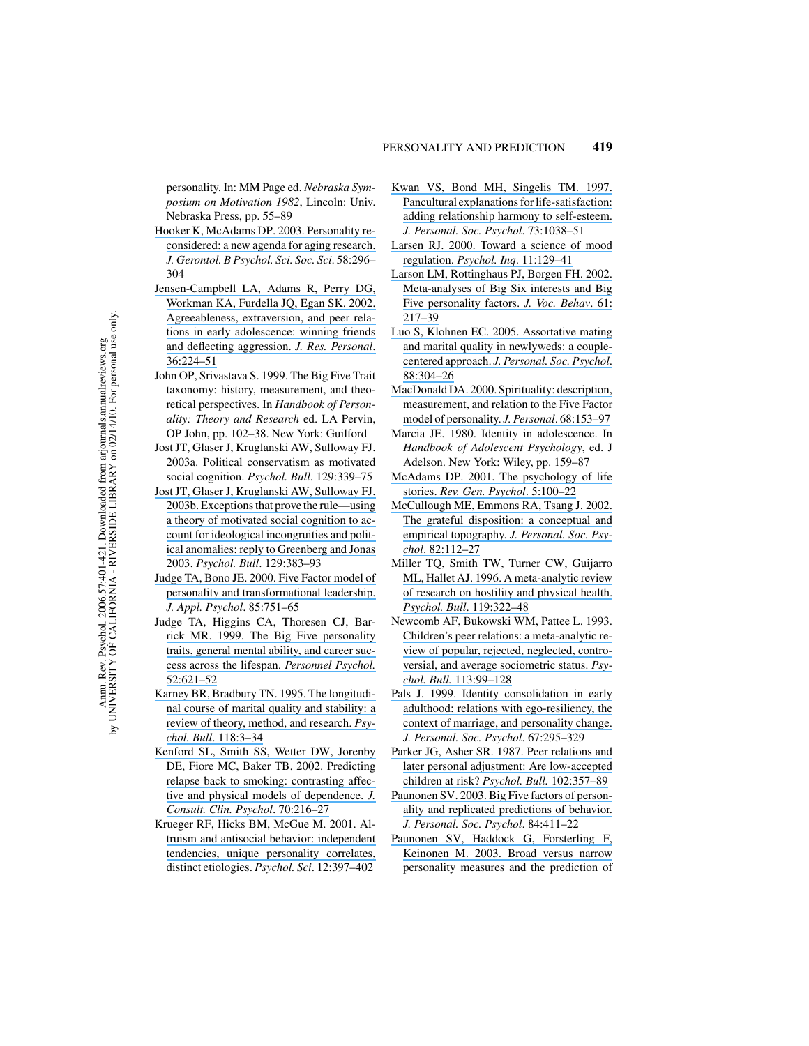personality. In: MM Page ed. *Nebraska Symposium on Motivation 1982*, Lincoln: Univ. Nebraska Press, pp. 55–89

Hooker K, McAdams DP. 2003. Personality reconsidered: a new agenda for aging research. *J. Gerontol. B Psychol. Sci. Soc. Sci*. 58:296–304

Jensen-Campbell LA, Adams R, Perry DG, Workman KA, Furdella JQ, Egan SK. 2002. Agreeableness, extraversion, and peer relations in early adolescence: winning friends and deflecting aggression. *J. Res. Personal*. 36:224–51

John OP, Srivastava S. 1999. The Big Five Trait taxonomy: history, measurement, and theoretical perspectives. In *Handbook of Personality: Theory and Research* ed. LA Pervin, OP John, pp. 102–38. New York: Guilford

Jost JT, Glaser J, Kruglanski AW, Sulloway FJ. 2003a. Political conservatism as motivated social cognition. *Psychol. Bull*. 129:339–75

Jost JT, Glaser J, Kruglanski AW, Sulloway FJ. 2003b. Exceptions that prove the rule—using a theory of motivated social cognition to account for ideological incongruities and political anomalies: reply to Greenberg and Jonas 2003. *Psychol. Bull*. 129:383–93

Judge TA, Bono JE. 2000. Five Factor model of personality and transformational leadership. *J. Appl. Psychol*. 85:751–65

Judge TA, Higgins CA, Thoresen CJ, Barrick MR. 1999. The Big Five personality traits, general mental ability, and career success across the lifespan. *Personnel Psychol.* 52:621–52

Karney BR, Bradbury TN. 1995. The longitudinal course of marital quality and stability: a review of theory, method, and research. *Psychol. Bull*. 118:3–34

Kenford SL, Smith SS, Wetter DW, Jorenby DE, Fiore MC, Baker TB. 2002. Predicting relapse back to smoking: contrasting affective and physical models of dependence. *J. Consult. Clin. Psychol*. 70:216–27

Krueger RF, Hicks BM, McGue M. 2001. Altruism and antisocial behavior: independent tendencies, unique personality correlates, distinct etiologies. *Psychol. Sci*. 12:397–402

Kwan VS, Bond MH, Singelis TM. 1997. Pancultural explanations for life-satisfaction: adding relationship harmony to self-esteem. *J. Personal. Soc. Psychol*. 73:1038–51

Larsen RJ. 2000. Toward a science of mood regulation. *Psychol. Inq*. 11:129–41

Larson LM, Rottinghaus PJ, Borgen FH. 2002. Meta-analyses of Big Six interests and Big Five personality factors. *J. Voc. Behav*. 61: 217–39

Luo S, Klohnen EC. 2005. Assortative mating and marital quality in newlyweds: a couple-centered approach. *J. Personal. Soc. Psychol*. 88:304–26

MacDonald DA. 2000. Spirituality: description, measurement, and relation to the Five Factor model of personality. *J. Personal*. 68:153–97

Marcia JE. 1980. Identity in adolescence. In *Handbook of Adolescent Psychology*, ed. J Adelson. New York: Wiley, pp. 159–87

McAdams DP. 2001. The psychology of life stories. *Rev. Gen. Psychol*. 5:100–22

McCullough ME, Emmons RA, Tsang J. 2002. The grateful disposition: a conceptual and empirical topography. *J. Personal. Soc. Psychol*. 82:112–27

Miller TQ, Smith TW, Turner CW, Guijarro ML, Hallet AJ. 1996. A meta-analytic review of research on hostility and physical health. *Psychol. Bull*. 119:322–48

Newcomb AF, Bukowski WM, Pattee L. 1993. Children's peer relations: a meta-analytic review of popular, rejected, neglected, controversial, and average sociometric status. *Psychol. Bull.* 113:99–128

Pals J. 1999. Identity consolidation in early adulthood: relations with ego-resiliency, the context of marriage, and personality change. *J. Personal. Soc. Psychol*. 67:295–329

Parker JG, Asher SR. 1987. Peer relations and later personal adjustment: Are low-accepted children at risk? *Psychol. Bull.* 102:357–89

Paunonen SV. 2003. Big Five factors of personality and replicated predictions of behavior. *J. Personal. Soc. Psychol*. 84:411–22

Paunonen SV, Haddock G, Forsterling F, Keinonen M. 2003. Broad versus narrow personality measures and the prediction of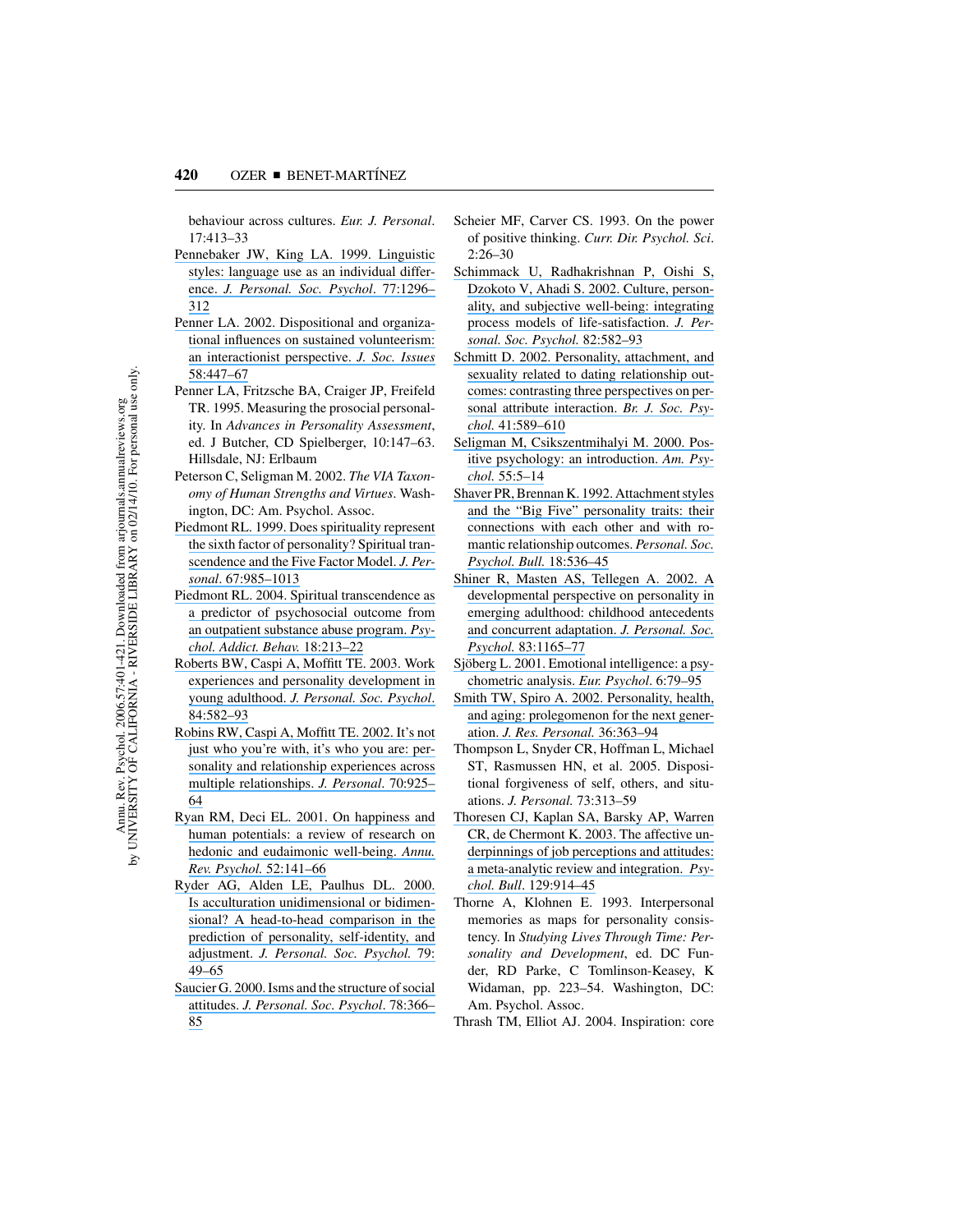behaviour across cultures. *Eur. J. Personal.* 17:413–33

Pennebaker JW, King LA. 1999. Linguistic styles: language use as an individual difference. *J. Personal. Soc. Psychol*. 77:1296–312

Penner LA. 2002. Dispositional and organizational influences on sustained volunteerism: an interactionist perspective. *J. Soc. Issues* 58:447–67

Penner LA, Fritzsche BA, Craiger JP, Freifeld TR. 1995. Measuring the prosocial personality. In *Advances in Personality Assessment*, ed. J Butcher, CD Spielberger, 10:147–63. Hillsdale, NJ: Erlbaum

Peterson C, Seligman M. 2002. *The VIA Taxonomy of Human Strengths and Virtues*. Washington, DC: Am. Psychol. Assoc.

Piedmont RL. 1999. Does spirituality represent the sixth factor of personality? Spiritual transcendence and the Five Factor Model. *J. Personal*. 67:985–1013

Piedmont RL. 2004. Spiritual transcendence as a predictor of psychosocial outcome from an outpatient substance abuse program. *Psychol. Addict. Behav.* 18:213–22

Roberts BW, Caspi A, Moffitt TE. 2003. Work experiences and personality development in young adulthood. *J. Personal. Soc. Psychol*. 84:582–93

Robins RW, Caspi A, Moffitt TE. 2002. It's not just who you're with, it's who you are: personality and relationship experiences across multiple relationships. *J. Personal*. 70:925–64

Ryan RM, Deci EL. 2001. On happiness and human potentials: a review of research on hedonic and eudaimonic well-being. *Annu. Rev. Psychol.* 52:141–66

Ryder AG, Alden LE, Paulhus DL. 2000. Is acculturation unidimensional or bidimensional? A head-to-head comparison in the prediction of personality, self-identity, and adjustment. *J. Personal. Soc. Psychol.* 79: 49–65

Saucier G. 2000. Isms and the structure of social attitudes. *J. Personal. Soc. Psychol*. 78:366–85

Scheier MF, Carver CS. 1993. On the power of positive thinking. *Curr. Dir. Psychol. Sci*. 2:26–30

Schimmack U, Radhakrishnan P, Oishi S, Dzokoto V, Ahadi S. 2002. Culture, personality, and subjective well-being: integrating process models of life-satisfaction. *J. Personal. Soc. Psychol.* 82:582–93

Schmitt D. 2002. Personality, attachment, and sexuality related to dating relationship outcomes: contrasting three perspectives on personal attribute interaction. *Br. J. Soc. Psychol.* 41:589–610

Seligman M, Csikszentmihalyi M. 2000. Positive psychology: an introduction. *Am. Psychol.* 55:5–14

Shaver PR, Brennan K. 1992. Attachment styles and the "Big Five" personality traits: their connections with each other and with romantic relationship outcomes. *Personal. Soc. Psychol. Bull.* 18:536–45

Shiner R, Masten AS, Tellegen A. 2002. A developmental perspective on personality in emerging adulthood: childhood antecedents and concurrent adaptation. *J. Personal. Soc. Psychol.* 83:1165–77

Sjöberg L. 2001. Emotional intelligence: a psychometric analysis. *Eur. Psychol*. 6:79–95

Smith TW, Spiro A. 2002. Personality, health, and aging: prolegomenon for the next generation. *J. Res. Personal.* 36:363–94

Thompson L, Snyder CR, Hoffman L, Michael ST, Rasmussen HN, et al. 2005. Dispositional forgiveness of self, others, and situations. *J. Personal.* 73:313–59

Thoresen CJ, Kaplan SA, Barsky AP, Warren CR, de Chermont K. 2003. The affective underpinnings of job perceptions and attitudes: a meta-analytic review and integration. *Psychol. Bull*. 129:914–45

Thorne A, Klohnen E. 1993. Interpersonal memories as maps for personality consistency. In *Studying Lives Through Time: Personality and Development*, ed. DC Funder, RD Parke, C Tomlinson-Keasey, K Widaman, pp. 223–54. Washington, DC: Am. Psychol. Assoc.

Thrash TM, Elliot AJ. 2004. Inspiration: core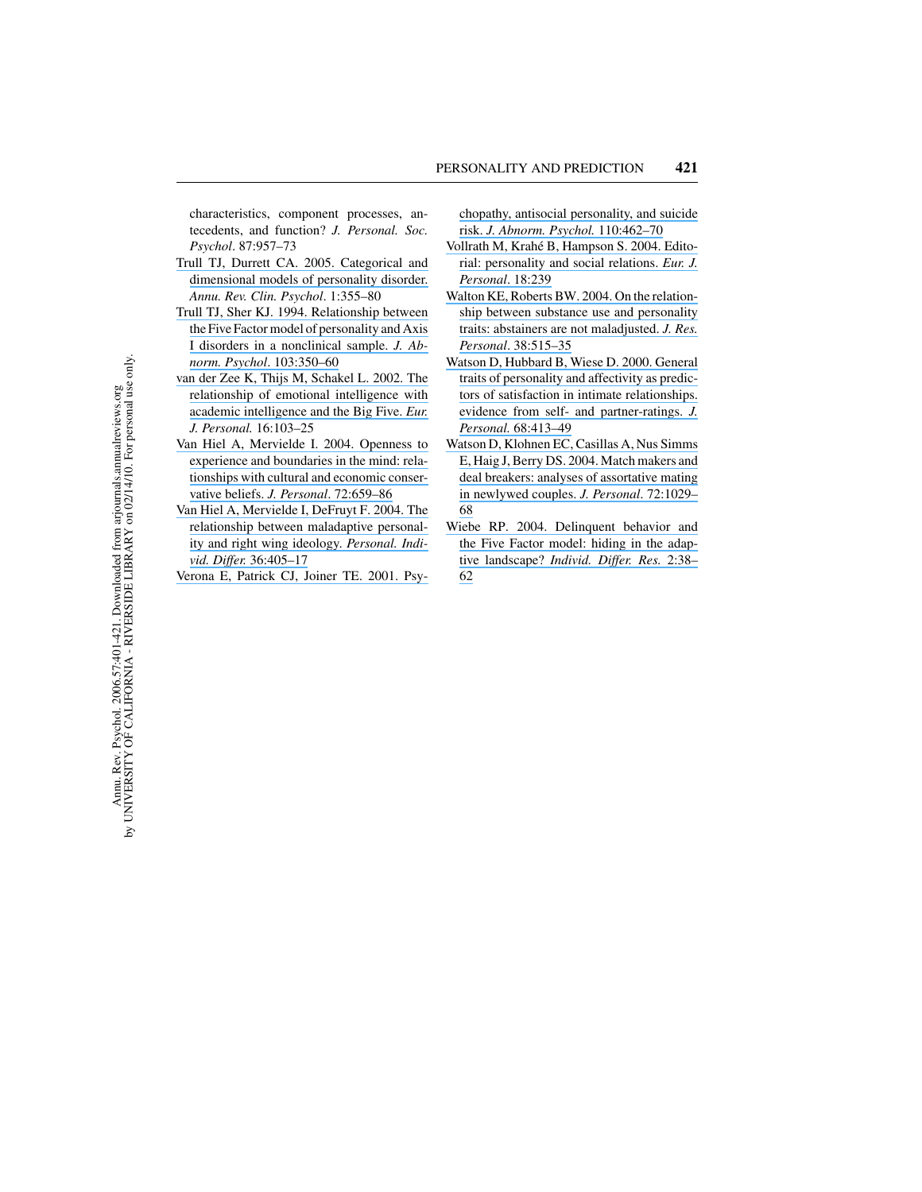characteristics, component processes, antecedents, and function? *J. Personal. Soc. Psychol*. 87:957–73

Trull TJ, Durrett CA. 2005. Categorical and dimensional models of personality disorder. *Annu. Rev. Clin. Psychol*. 1:355–80

Trull TJ, Sher KJ. 1994. Relationship between the Five Factor model of personality and Axis I disorders in a nonclinical sample. *J. Abnorm. Psychol*. 103:350–60

van der Zee K, Thijs M, Schakel L. 2002. The relationship of emotional intelligence with academic intelligence and the Big Five. *Eur. J. Personal.* 16:103–25

Van Hiel A, Mervielde I. 2004. Openness to experience and boundaries in the mind: relationships with cultural and economic conservative beliefs. *J. Personal*. 72:659–86

Van Hiel A, Mervielde I, DeFruyt F. 2004. The relationship between maladaptive personality and right wing ideology. *Personal. Individ. Differ.* 36:405–17

Verona E, Patrick CJ, Joiner TE. 2001. Psychopathy, antisocial personality, and suicide risk. *J. Abnorm. Psychol.* 110:462–70

Vollrath M, Krahé B, Hampson S. 2004. Editorial: personality and social relations. *Eur. J. Personal*. 18:239

Walton KE, Roberts BW. 2004. On the relationship between substance use and personality traits: abstainers are not maladjusted. *J. Res. Personal*. 38:515–35

Watson D, Hubbard B, Wiese D. 2000. General traits of personality and affectivity as predictors of satisfaction in intimate relationships. evidence from self- and partner-ratings. *J. Personal.* 68:413–49

Watson D, Klohnen EC, Casillas A, Nus Simms E, Haig J, Berry DS. 2004. Match makers and deal breakers: analyses of assortative mating in newlywed couples. *J. Personal*. 72:1029–68

Wiebe RP. 2004. Delinquent behavior and the Five Factor model: hiding in the adaptive landscape? *Individ. Differ. Res.* 2:38–62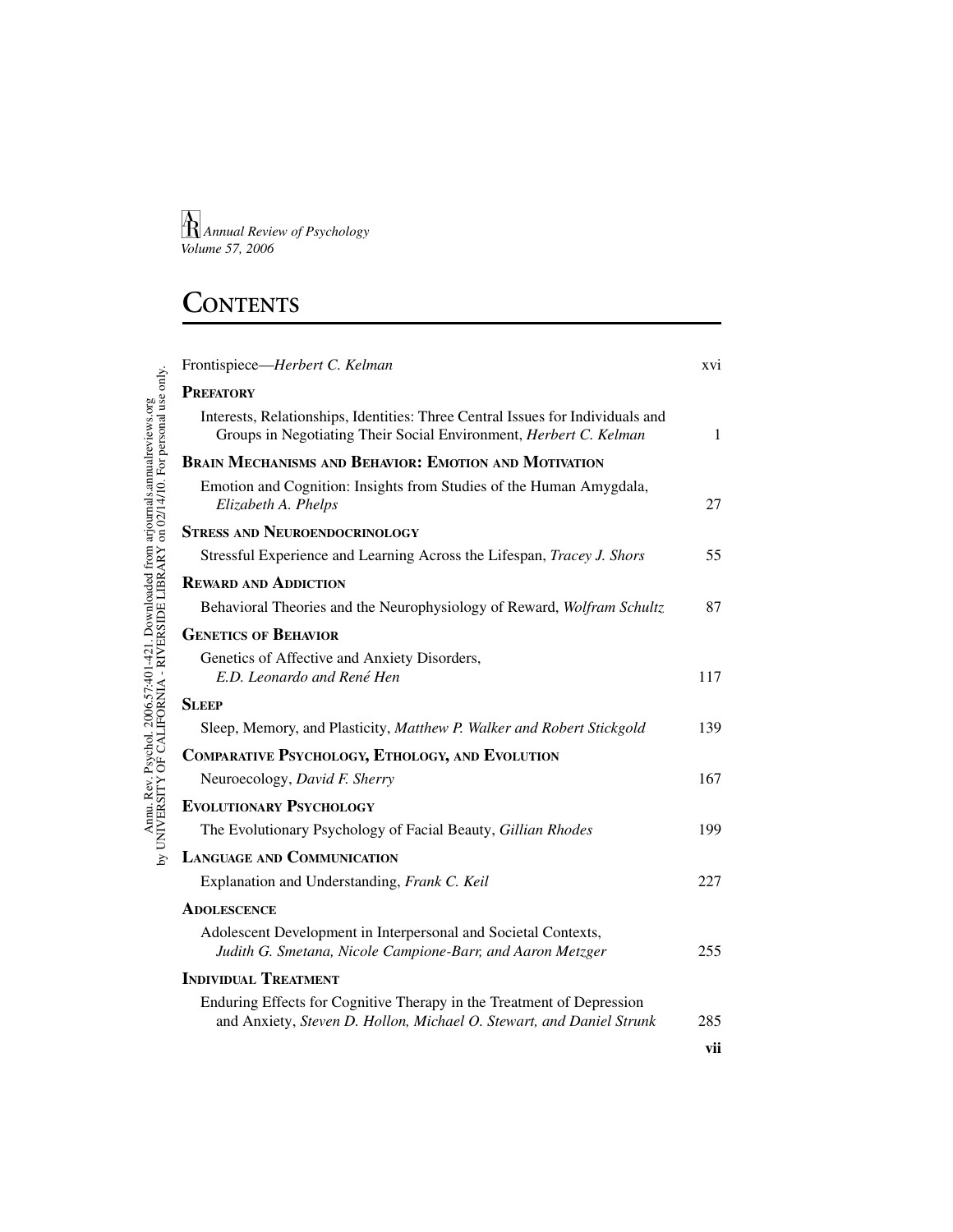Annual Review of Psychology
*Volume 57, 2006*

# Contents

Frontispiece—*Herbert C. Kelman* xvi

## Prefatory

Interests, Relationships, Identities: Three Central Issues for Individuals and Groups in Negotiating Their Social Environment, *Herbert C. Kelman* 1

## Brain Mechanisms and Behavior: Emotion and Motivation

Emotion and Cognition: Insights from Studies of the Human Amygdala, *Elizabeth A. Phelps* 27

## Stress and Neuroendocrinology

Stressful Experience and Learning Across the Lifespan, *Tracey J. Shors* 55

## Reward and Addiction

Behavioral Theories and the Neurophysiology of Reward, *Wolfram Schultz* 87

## Genetics of Behavior

Genetics of Affective and Anxiety Disorders, *E.D. Leonardo and René Hen* 117

## Sleep

Sleep, Memory, and Plasticity, *Matthew P. Walker and Robert Stickgold* 139

## Comparative Psychology, Ethology, and Evolution

Neuroecology, *David F. Sherry* 167

## Evolutionary Psychology

The Evolutionary Psychology of Facial Beauty, *Gillian Rhodes* 199

## Language and Communication

Explanation and Understanding, *Frank C. Keil* 227

## Adolescence

Adolescent Development in Interpersonal and Societal Contexts, *Judith G. Smetana, Nicole Campione-Barr, and Aaron Metzger* 255

## Individual Treatment

Enduring Effects for Cognitive Therapy in the Treatment of Depression and Anxiety, *Steven D. Hollon, Michael O. Stewart, and Daniel Strunk* 285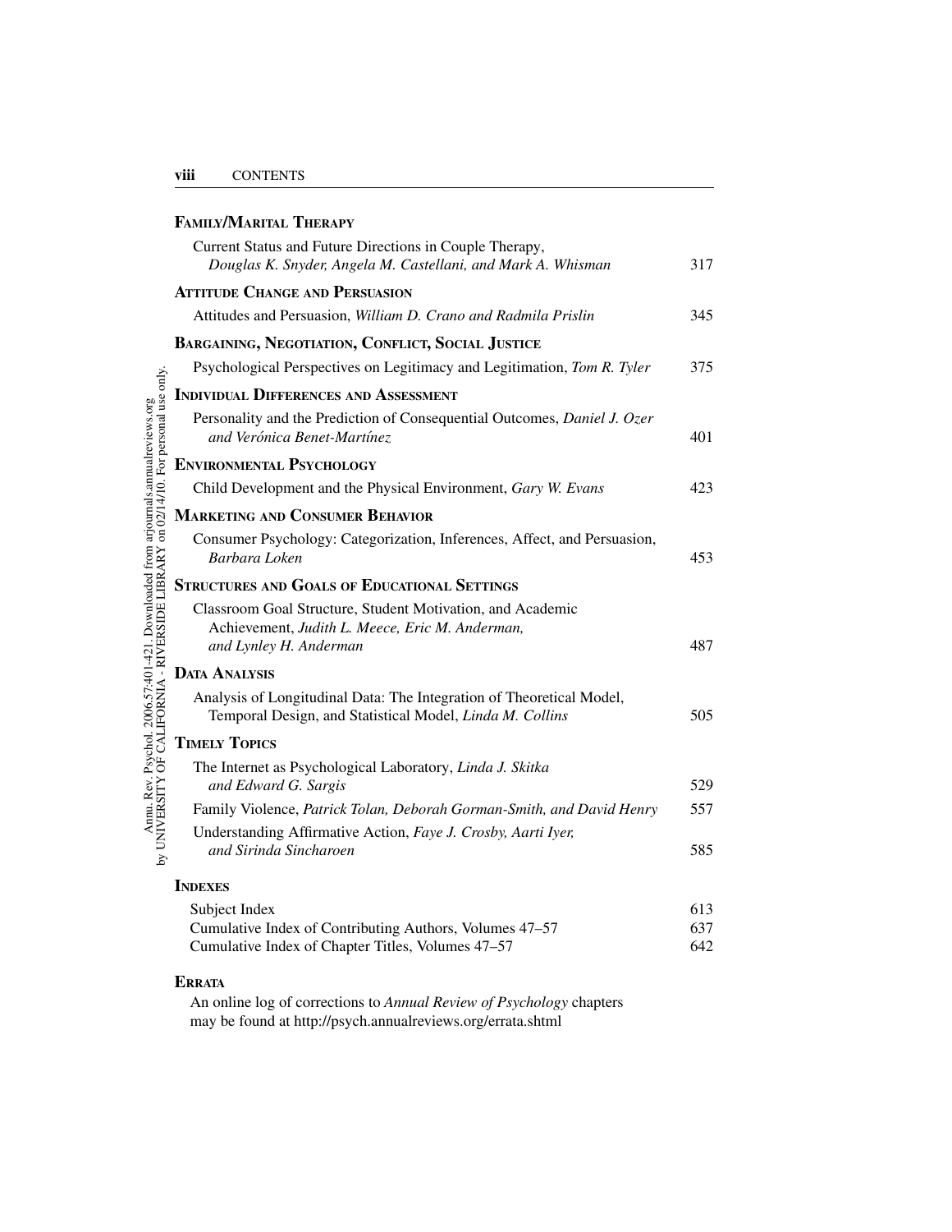## Family/Marital Therapy

Current Status and Future Directions in Couple Therapy, *Douglas K. Snyder, Angela M. Castellani, and Mark A. Whisman* 317

## Attitude Change and Persuasion

Attitudes and Persuasion, *William D. Crano and Radmila Prislin* 345

## Bargaining, Negotiation, Conflict, Social Justice

Psychological Perspectives on Legitimacy and Legitimation, *Tom R. Tyler* 375

## Individual Differences and Assessment

Personality and the Prediction of Consequential Outcomes, *Daniel J. Ozer and Verónica Benet-Martínez* 401

## Environmental Psychology

Child Development and the Physical Environment, *Gary W. Evans* 423

## Marketing and Consumer Behavior

Consumer Psychology: Categorization, Inferences, Affect, and Persuasion, *Barbara Loken* 453

## Structures and Goals of Educational Settings

Classroom Goal Structure, Student Motivation, and Academic Achievement, *Judith L. Meece, Eric M. Anderman, and Lynley H. Anderman* 487

## Data Analysis

Analysis of Longitudinal Data: The Integration of Theoretical Model, Temporal Design, and Statistical Model, *Linda M. Collins* 505

## Timely Topics

The Internet as Psychological Laboratory, *Linda J. Skitka and Edward G. Sargis* 529

Family Violence, *Patrick Tolan, Deborah Gorman-Smith, and David Henry* 557

Understanding Affirmative Action, *Faye J. Crosby, Aarti Iyer, and Sirinda Sincharoen* 585

## Indexes

Subject Index 613

Cumulative Index of Contributing Authors, Volumes 47–57 637

Cumulative Index of Chapter Titles, Volumes 47–57 642

## Errata

An online log of corrections to *Annual Review of Psychology* chapters may be found at http://psych.annualreviews.org/errata.shtml